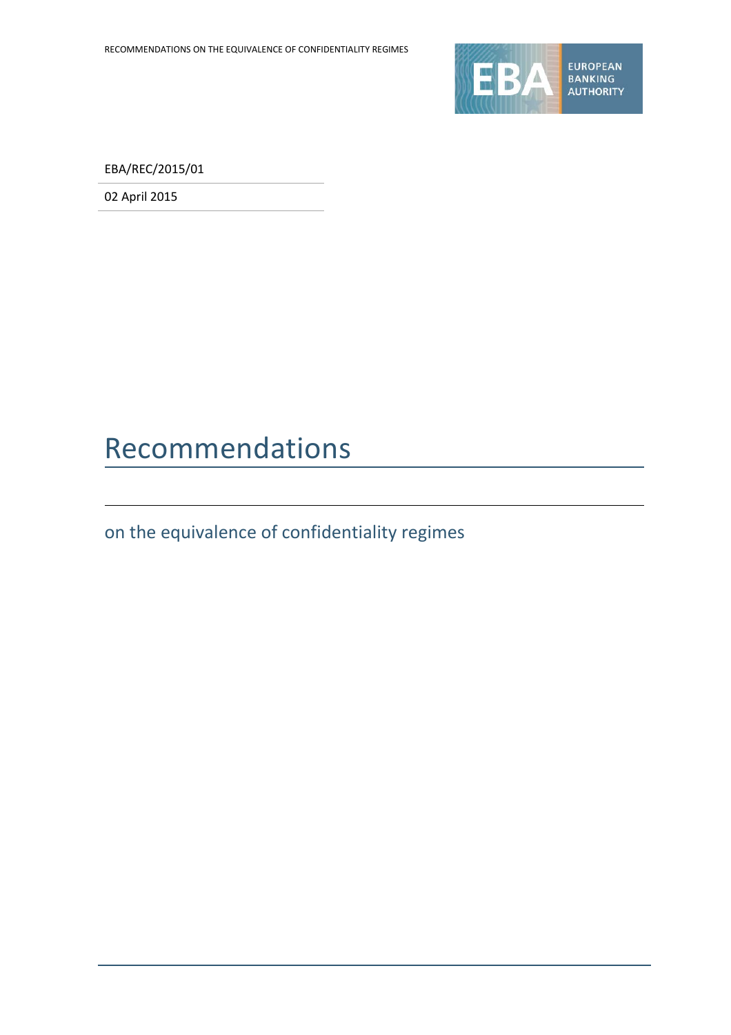EBA/REC/2015/01

02 April 2015

# Recommendations

## on the equivalence of confidentiality regimes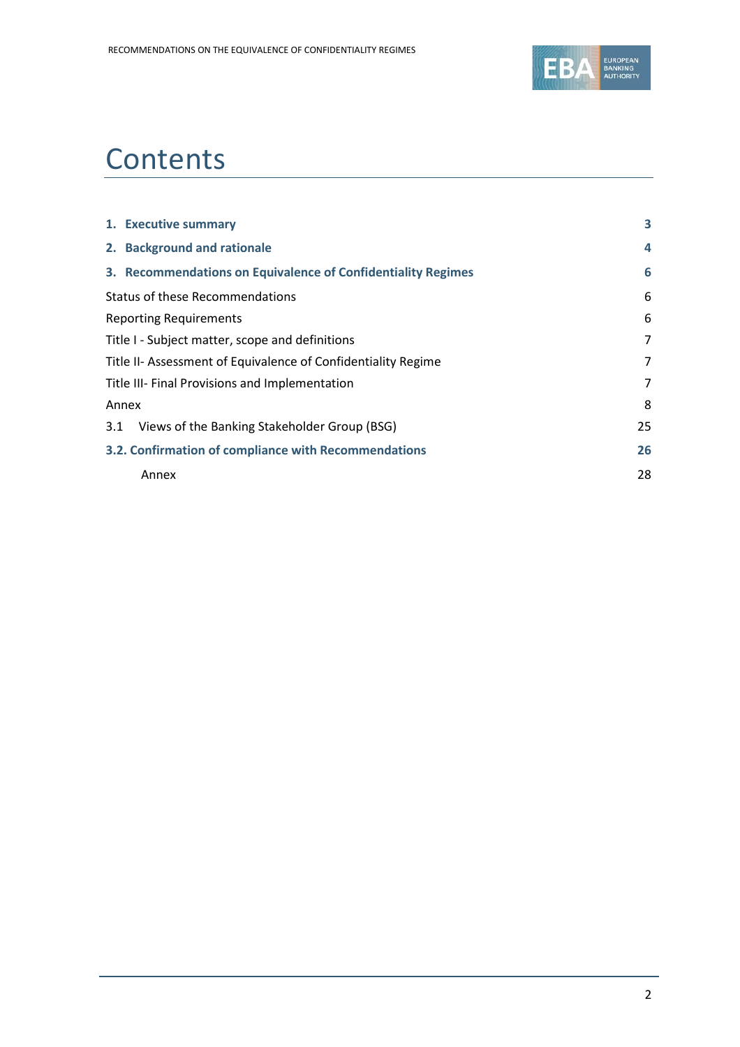# Contents

| | |
|---|---|
| **1. Executive summary** | **3** |
| **2. Background and rationale** | **4** |
| **3. Recommendations on Equivalence of Confidentiality Regimes** | **6** |
| Status of these Recommendations | 6 |
| Reporting Requirements | 6 |
| Title I - Subject matter, scope and definitions | 7 |
| Title II- Assessment of Equivalence of Confidentiality Regime | 7 |
| Title III- Final Provisions and Implementation | 7 |
| Annex | 8 |
| 3.1 Views of the Banking Stakeholder Group (BSG) | 25 |
| **3.2. Confirmation of compliance with Recommendations** | **26** |
| Annex | 28 |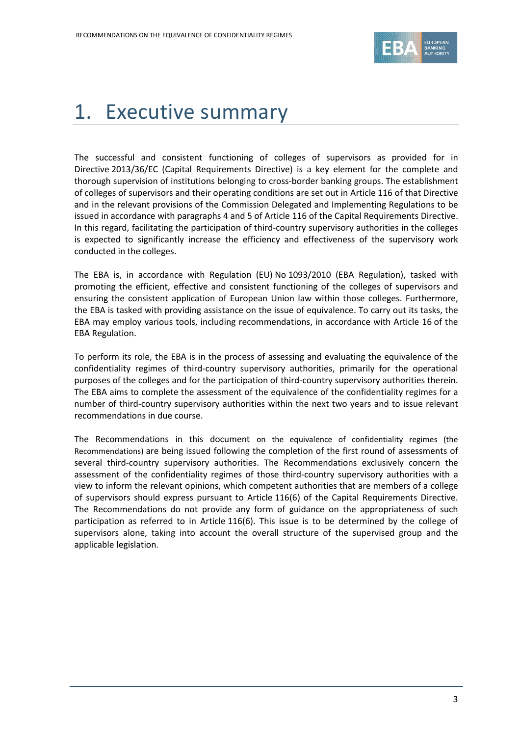# 1. Executive summary

The successful and consistent functioning of colleges of supervisors as provided for in Directive 2013/36/EC (Capital Requirements Directive) is a key element for the complete and thorough supervision of institutions belonging to cross-border banking groups. The establishment of colleges of supervisors and their operating conditions are set out in Article 116 of that Directive and in the relevant provisions of the Commission Delegated and Implementing Regulations to be issued in accordance with paragraphs 4 and 5 of Article 116 of the Capital Requirements Directive. In this regard, facilitating the participation of third-country supervisory authorities in the colleges is expected to significantly increase the efficiency and effectiveness of the supervisory work conducted in the colleges.

The EBA is, in accordance with Regulation (EU) No 1093/2010 (EBA Regulation), tasked with promoting the efficient, effective and consistent functioning of the colleges of supervisors and ensuring the consistent application of European Union law within those colleges. Furthermore, the EBA is tasked with providing assistance on the issue of equivalence. To carry out its tasks, the EBA may employ various tools, including recommendations, in accordance with Article 16 of the EBA Regulation.

To perform its role, the EBA is in the process of assessing and evaluating the equivalence of the confidentiality regimes of third-country supervisory authorities, primarily for the operational purposes of the colleges and for the participation of third-country supervisory authorities therein. The EBA aims to complete the assessment of the equivalence of the confidentiality regimes for a number of third-country supervisory authorities within the next two years and to issue relevant recommendations in due course.

The Recommendations in this document on the equivalence of confidentiality regimes (the Recommendations) are being issued following the completion of the first round of assessments of several third-country supervisory authorities. The Recommendations exclusively concern the assessment of the confidentiality regimes of those third-country supervisory authorities with a view to inform the relevant opinions, which competent authorities that are members of a college of supervisors should express pursuant to Article 116(6) of the Capital Requirements Directive. The Recommendations do not provide any form of guidance on the appropriateness of such participation as referred to in Article 116(6). This issue is to be determined by the college of supervisors alone, taking into account the overall structure of the supervised group and the applicable legislation.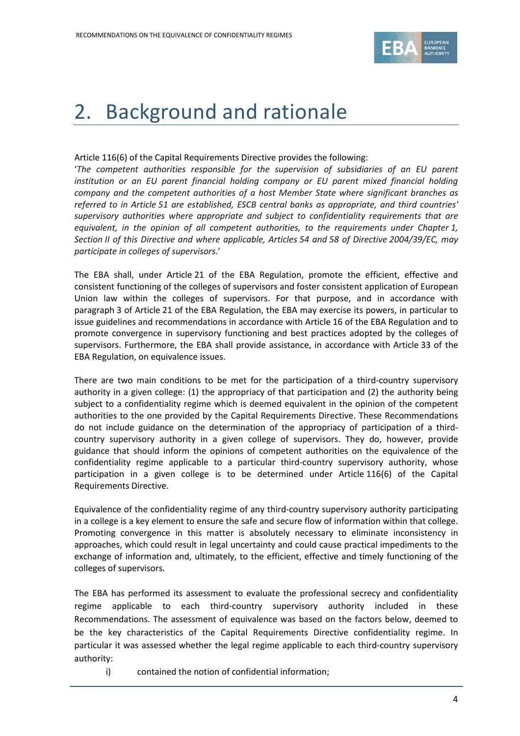# 2. Background and rationale

Article 116(6) of the Capital Requirements Directive provides the following:

'*The competent authorities responsible for the supervision of subsidiaries of an EU parent institution or an EU parent financial holding company or EU parent mixed financial holding company and the competent authorities of a host Member State where significant branches as referred to in Article 51 are established, ESCB central banks as appropriate, and third countries' supervisory authorities where appropriate and subject to confidentiality requirements that are equivalent, in the opinion of all competent authorities, to the requirements under Chapter 1, Section II of this Directive and where applicable, Articles 54 and 58 of Directive 2004/39/EC, may participate in colleges of supervisors*.'

The EBA shall, under Article 21 of the EBA Regulation, promote the efficient, effective and consistent functioning of the colleges of supervisors and foster consistent application of European Union law within the colleges of supervisors. For that purpose, and in accordance with paragraph 3 of Article 21 of the EBA Regulation, the EBA may exercise its powers, in particular to issue guidelines and recommendations in accordance with Article 16 of the EBA Regulation and to promote convergence in supervisory functioning and best practices adopted by the colleges of supervisors. Furthermore, the EBA shall provide assistance, in accordance with Article 33 of the EBA Regulation, on equivalence issues.

There are two main conditions to be met for the participation of a third-country supervisory authority in a given college: (1) the appropriacy of that participation and (2) the authority being subject to a confidentiality regime which is deemed equivalent in the opinion of the competent authorities to the one provided by the Capital Requirements Directive. These Recommendations do not include guidance on the determination of the appropriacy of participation of a third-country supervisory authority in a given college of supervisors. They do, however, provide guidance that should inform the opinions of competent authorities on the equivalence of the confidentiality regime applicable to a particular third-country supervisory authority, whose participation in a given college is to be determined under Article 116(6) of the Capital Requirements Directive.

Equivalence of the confidentiality regime of any third-country supervisory authority participating in a college is a key element to ensure the safe and secure flow of information within that college. Promoting convergence in this matter is absolutely necessary to eliminate inconsistency in approaches, which could result in legal uncertainty and could cause practical impediments to the exchange of information and, ultimately, to the efficient, effective and timely functioning of the colleges of supervisors.

The EBA has performed its assessment to evaluate the professional secrecy and confidentiality regime applicable to each third-country supervisory authority included in these Recommendations. The assessment of equivalence was based on the factors below, deemed to be the key characteristics of the Capital Requirements Directive confidentiality regime. In particular it was assessed whether the legal regime applicable to each third-country supervisory authority:

i) contained the notion of confidential information;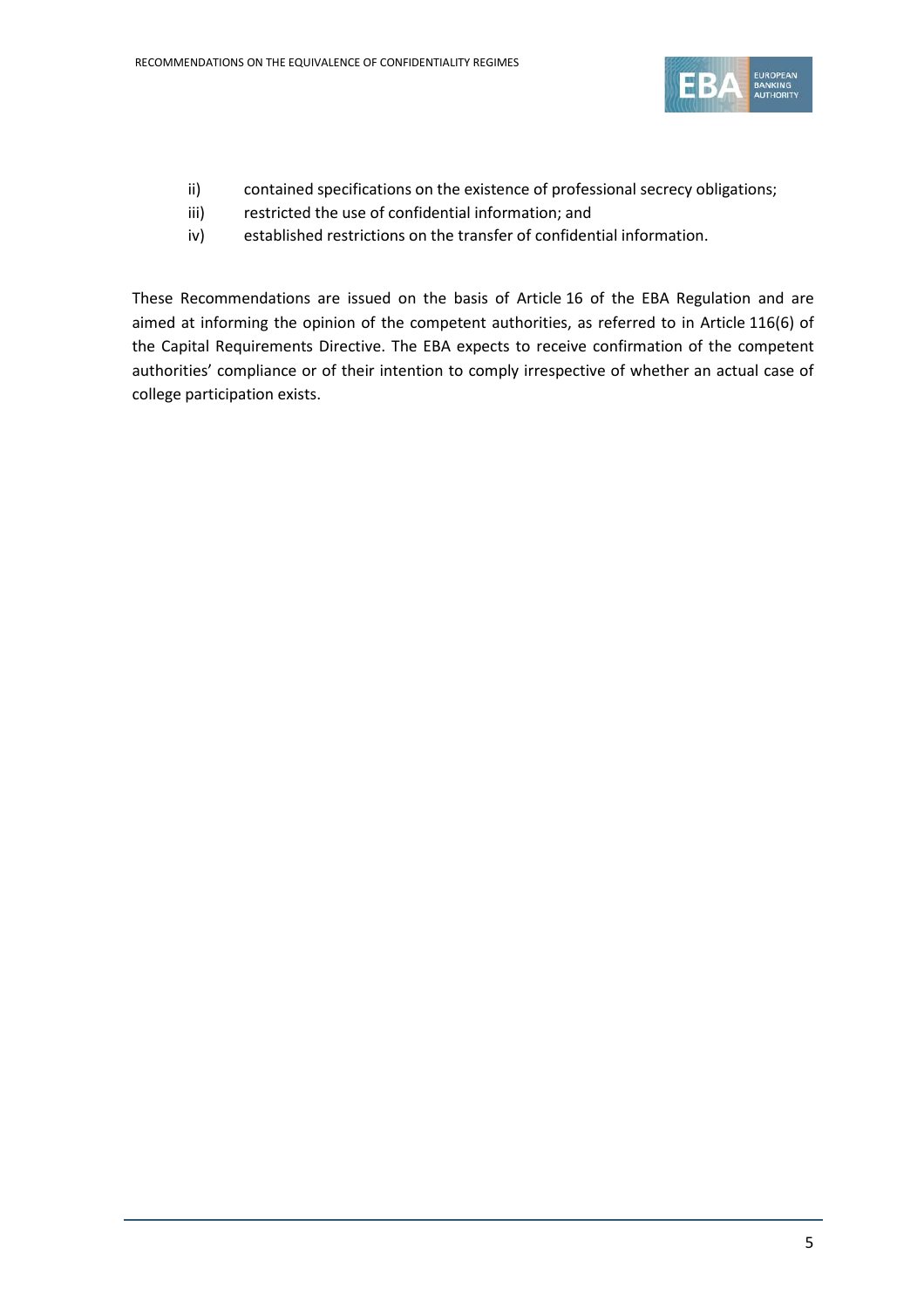- ii) contained specifications on the existence of professional secrecy obligations;
- iii) restricted the use of confidential information; and
- iv) established restrictions on the transfer of confidential information.

These Recommendations are issued on the basis of Article 16 of the EBA Regulation and are aimed at informing the opinion of the competent authorities, as referred to in Article 116(6) of the Capital Requirements Directive. The EBA expects to receive confirmation of the competent authorities' compliance or of their intention to comply irrespective of whether an actual case of college participation exists.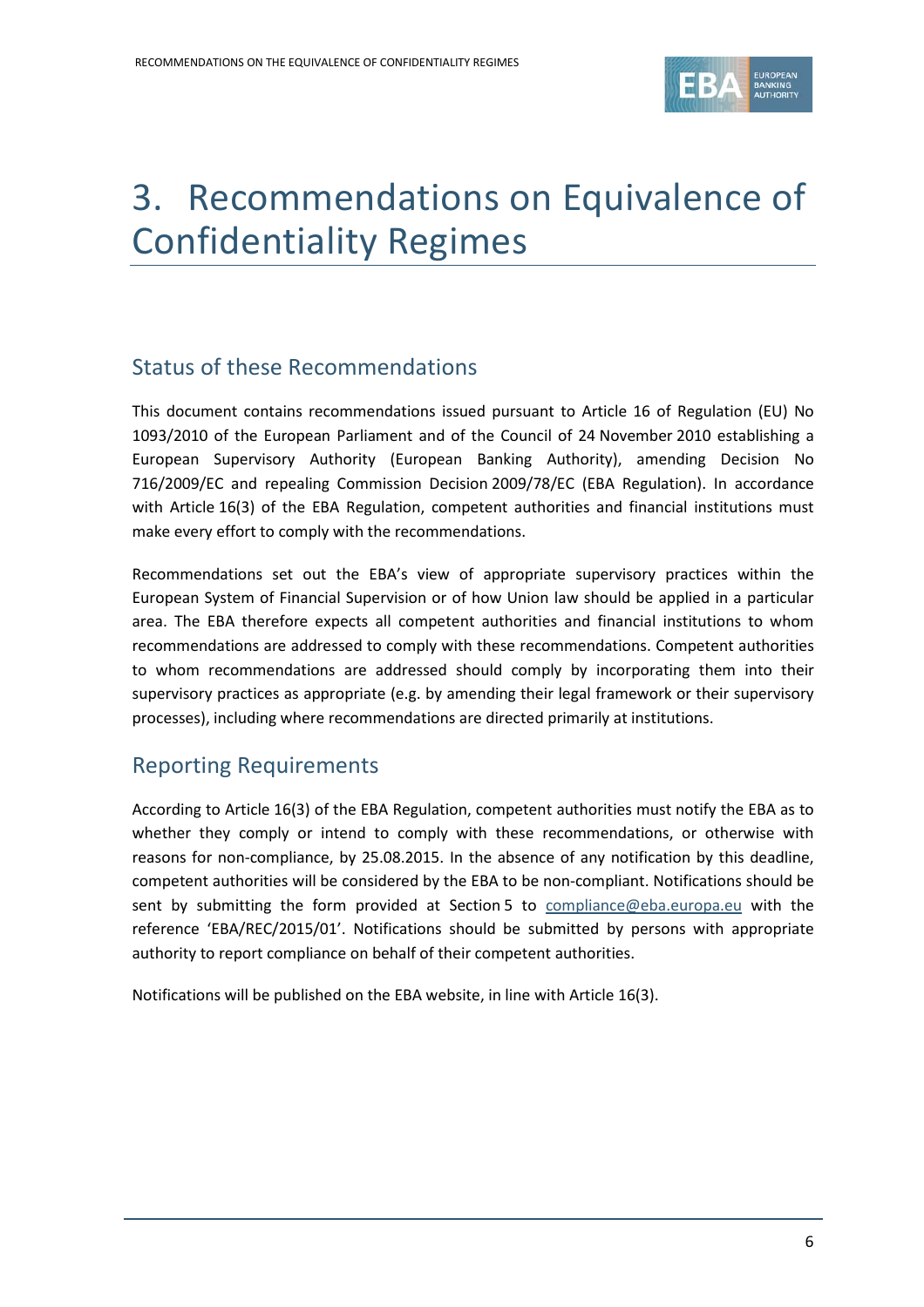# 3. Recommendations on Equivalence of Confidentiality Regimes

## Status of these Recommendations

This document contains recommendations issued pursuant to Article 16 of Regulation (EU) No 1093/2010 of the European Parliament and of the Council of 24 November 2010 establishing a European Supervisory Authority (European Banking Authority), amending Decision No 716/2009/EC and repealing Commission Decision 2009/78/EC (EBA Regulation). In accordance with Article 16(3) of the EBA Regulation, competent authorities and financial institutions must make every effort to comply with the recommendations.

Recommendations set out the EBA's view of appropriate supervisory practices within the European System of Financial Supervision or of how Union law should be applied in a particular area. The EBA therefore expects all competent authorities and financial institutions to whom recommendations are addressed to comply with these recommendations. Competent authorities to whom recommendations are addressed should comply by incorporating them into their supervisory practices as appropriate (e.g. by amending their legal framework or their supervisory processes), including where recommendations are directed primarily at institutions.

## Reporting Requirements

According to Article 16(3) of the EBA Regulation, competent authorities must notify the EBA as to whether they comply or intend to comply with these recommendations, or otherwise with reasons for non-compliance, by 25.08.2015. In the absence of any notification by this deadline, competent authorities will be considered by the EBA to be non-compliant. Notifications should be sent by submitting the form provided at Section 5 to compliance@eba.europa.eu with the reference 'EBA/REC/2015/01'. Notifications should be submitted by persons with appropriate authority to report compliance on behalf of their competent authorities.

Notifications will be published on the EBA website, in line with Article 16(3).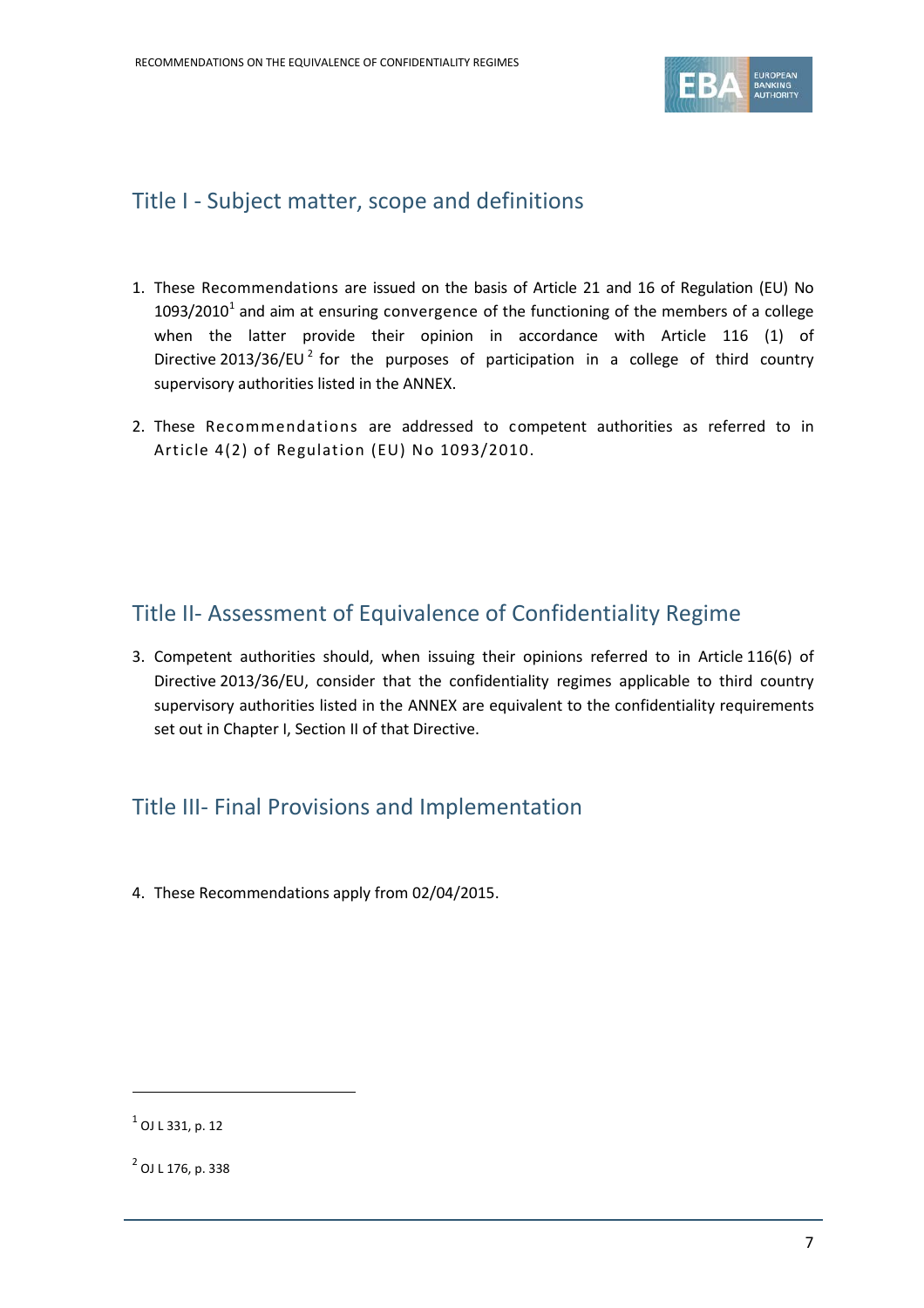## Title I - Subject matter, scope and definitions

1. These Recommendations are issued on the basis of Article 21 and 16 of Regulation (EU) No 1093/2010[1] and aim at ensuring convergence of the functioning of the members of a college when the latter provide their opinion in accordance with Article 116 (1) of Directive 2013/36/EU[2] for the purposes of participation in a college of third country supervisory authorities listed in the ANNEX.

2. These Recommendations are addressed to competent authorities as referred to in Article 4(2) of Regulation (EU) No 1093/2010.

## Title II- Assessment of Equivalence of Confidentiality Regime

3. Competent authorities should, when issuing their opinions referred to in Article 116(6) of Directive 2013/36/EU, consider that the confidentiality regimes applicable to third country supervisory authorities listed in the ANNEX are equivalent to the confidentiality requirements set out in Chapter I, Section II of that Directive.

## Title III- Final Provisions and Implementation

4. These Recommendations apply from 02/04/2015.

---

[1] OJ L 331, p. 12

[2] OJ L 176, p. 338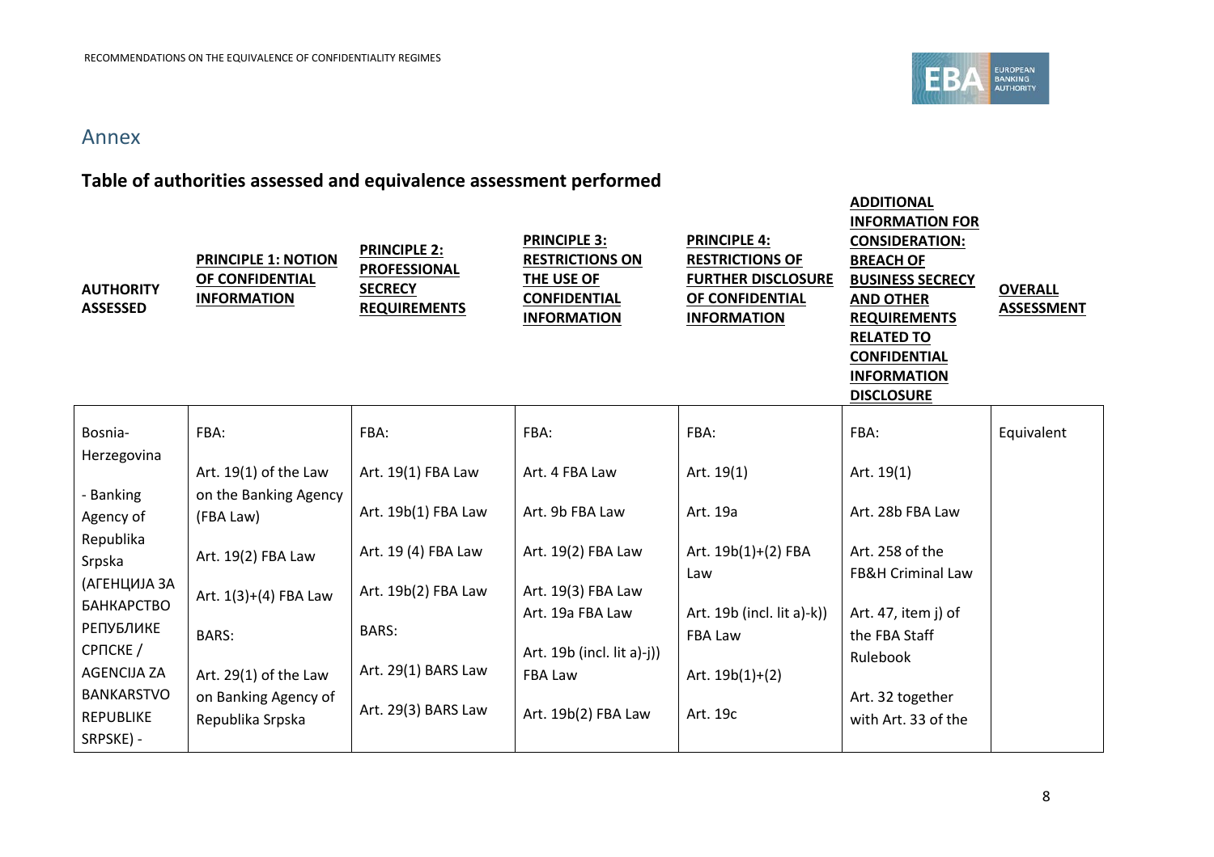## Annex

### Table of authorities assessed and equivalence assessment performed

| **AUTHORITY ASSESSED** | **PRINCIPLE 1: NOTION OF CONFIDENTIAL INFORMATION** | **PRINCIPLE 2: PROFESSIONAL SECRECY REQUIREMENTS** | **PRINCIPLE 3: RESTRICTIONS ON THE USE OF CONFIDENTIAL INFORMATION** | **PRINCIPLE 4: RESTRICTIONS OF FURTHER DISCLOSURE OF CONFIDENTIAL INFORMATION** | **ADDITIONAL INFORMATION FOR CONSIDERATION: BREACH OF BUSINESS SECRECY AND OTHER REQUIREMENTS RELATED TO CONFIDENTIAL INFORMATION DISCLOSURE** | **OVERALL ASSESSMENT** |
|---|---|---|---|---|---|---|
| Bosnia-Herzegovina<br><br>- Banking Agency of Republika Srpska (АГЕНЦИЈА ЗА БАНКАРСТВО РЕПУБЛИКЕ СРПСКЕ / AGENCIJA ZA BANKARSTVO REPUBLIKE SRPSKE) - | FBA:<br><br>Art. 19(1) of the Law on the Banking Agency (FBA Law)<br><br>Art. 19(2) FBA Law<br><br>Art. 1(3)+(4) FBA Law<br><br>BARS:<br><br>Art. 29(1) of the Law on Banking Agency of Republika Srpska | FBA:<br><br>Art. 19(1) FBA Law<br><br>Art. 19b(1) FBA Law<br><br>Art. 19 (4) FBA Law<br><br>Art. 19b(2) FBA Law<br><br>BARS:<br><br>Art. 29(1) BARS Law<br><br>Art. 29(3) BARS Law | FBA:<br><br>Art. 4 FBA Law<br><br>Art. 9b FBA Law<br><br>Art. 19(2) FBA Law<br><br>Art. 19(3) FBA Law<br>Art. 19a FBA Law<br><br>Art. 19b (incl. lit a)-j)) FBA Law<br><br>Art. 19b(2) FBA Law | FBA:<br><br>Art. 19(1)<br><br>Art. 19a<br><br>Art. 19b(1)+(2) FBA Law<br><br>Art. 19b (incl. lit a)-k)) FBA Law<br><br>Art. 19b(1)+(2)<br><br>Art. 19c | FBA:<br><br>Art. 19(1)<br><br>Art. 28b FBA Law<br><br>Art. 258 of the FB&H Criminal Law<br><br>Art. 47, item j) of the FBA Staff Rulebook<br><br>Art. 32 together with Art. 33 of the | Equivalent |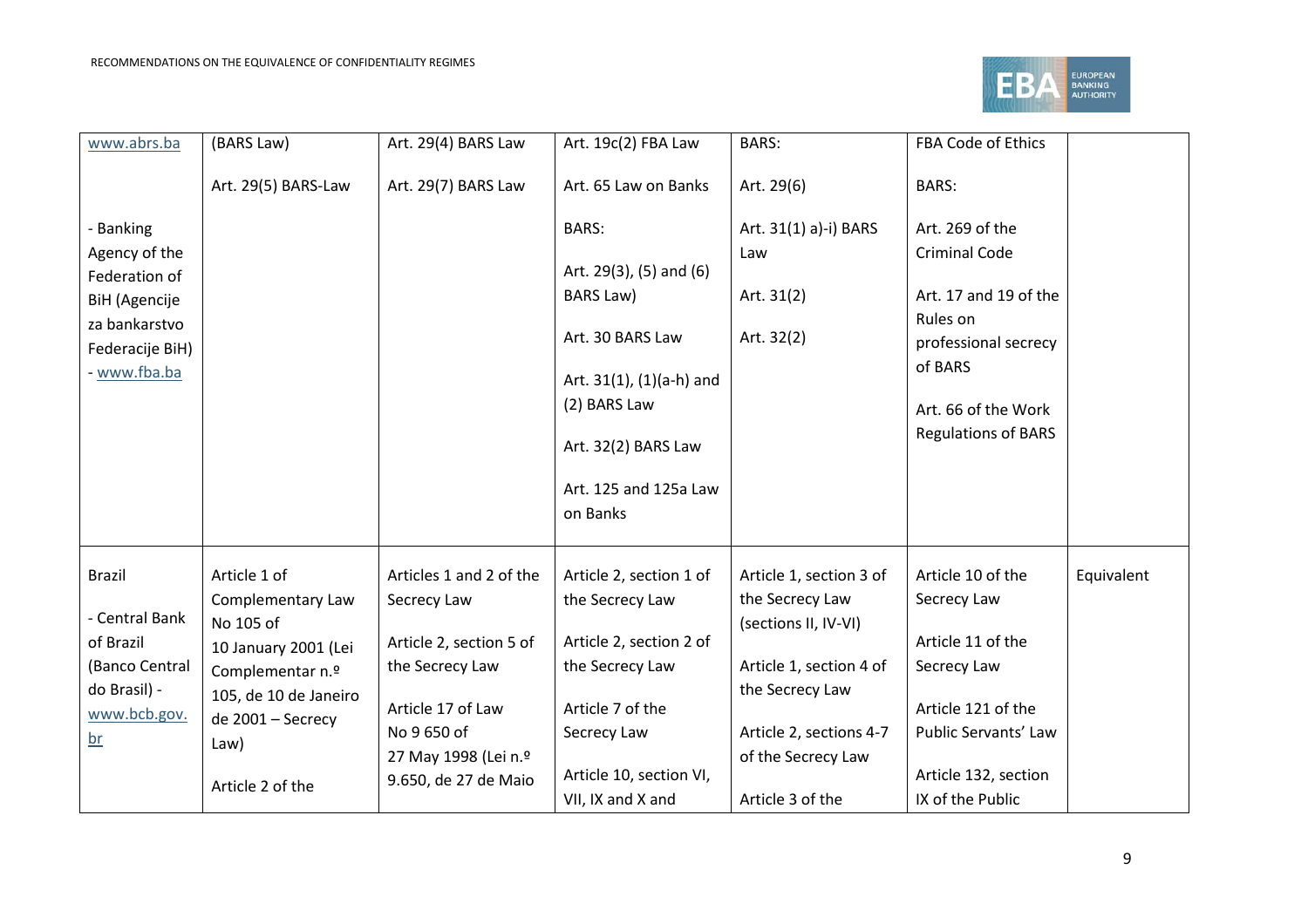| | | | | | | |
|---|---|---|---|---|---|---|
| www.abrs.ba<br><br>- Banking Agency of the Federation of BiH (Agencije za bankarstvo Federacije BiH) - www.fba.ba | (BARS Law)<br><br>Art. 29(5) BARS-Law | Art. 29(4) BARS Law<br><br>Art. 29(7) BARS Law | Art. 19c(2) FBA Law<br><br>Art. 65 Law on Banks<br><br>BARS:<br><br>Art. 29(3), (5) and (6) BARS Law)<br><br>Art. 30 BARS Law<br><br>Art. 31(1), (1)(a-h) and (2) BARS Law<br><br>Art. 32(2) BARS Law<br><br>Art. 125 and 125a Law on Banks | BARS:<br><br>Art. 29(6)<br><br>Art. 31(1) a)-i) BARS Law<br><br>Art. 31(2)<br><br>Art. 32(2) | FBA Code of Ethics<br><br>BARS:<br><br>Art. 269 of the Criminal Code<br><br>Art. 17 and 19 of the Rules on professional secrecy of BARS<br><br>Art. 66 of the Work Regulations of BARS | |
| Brazil<br><br>- Central Bank of Brazil (Banco Central do Brasil) - www.bcb.gov.br | Article 1 of Complementary Law No 105 of 10 January 2001 (Lei Complementar n.º 105, de 10 de Janeiro de 2001 – Secrecy Law)<br><br>Article 2 of the | Articles 1 and 2 of the Secrecy Law<br><br>Article 2, section 5 of the Secrecy Law<br><br>Article 17 of Law No 9 650 of 27 May 1998 (Lei n.º 9.650, de 27 de Maio | Article 2, section 1 of the Secrecy Law<br><br>Article 2, section 2 of the Secrecy Law<br><br>Article 7 of the Secrecy Law<br><br>Article 10, section VI, VII, IX and X and | Article 1, section 3 of the Secrecy Law (sections II, IV-VI)<br><br>Article 1, section 4 of the Secrecy Law<br><br>Article 2, sections 4-7 of the Secrecy Law<br><br>Article 3 of the | Article 10 of the Secrecy Law<br><br>Article 11 of the Secrecy Law<br><br>Article 121 of the Public Servants' Law<br><br>Article 132, section IX of the Public | Equivalent |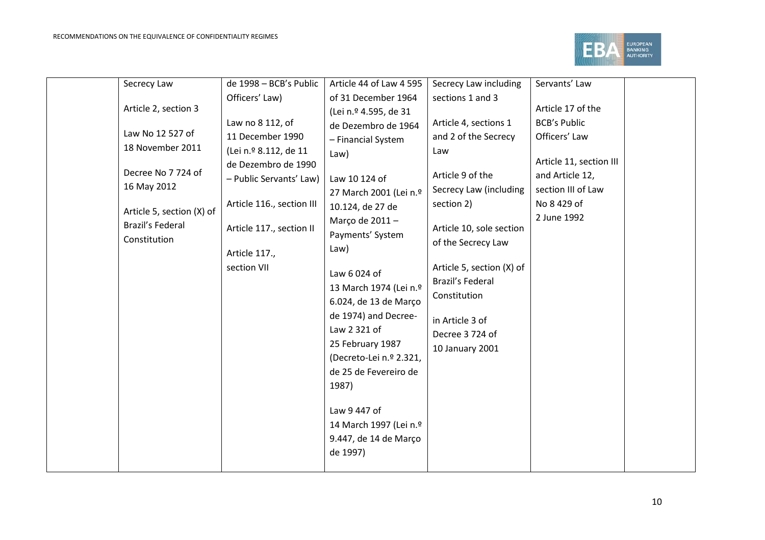| | | | | | | |
|---|---|---|---|---|---|---|
| | Secrecy Law<br><br>Article 2, section 3<br><br>Law No 12 527 of 18 November 2011<br><br>Decree No 7 724 of 16 May 2012<br><br>Article 5, section (X) of Brazil's Federal Constitution | de 1998 – BCB's Public Officers' Law)<br><br>Law no 8 112, of 11 December 1990 (Lei n.º 8.112, de 11 de Dezembro de 1990 – Public Servants' Law)<br><br>Article 116., section III<br><br>Article 117., section II<br><br>Article 117., section VII | Article 44 of Law 4 595 of 31 December 1964 (Lei n.º 4.595, de 31 de Dezembro de 1964 – Financial System Law)<br><br>Law 10 124 of 27 March 2001 (Lei n.º 10.124, de 27 de Março de 2011 – Payments' System Law)<br><br>Law 6 024 of 13 March 1974 (Lei n.º 6.024, de 13 de Março de 1974) and Decree-Law 2 321 of 25 February 1987 (Decreto-Lei n.º 2.321, de 25 de Fevereiro de 1987)<br><br>Law 9 447 of 14 March 1997 (Lei n.º 9.447, de 14 de Março de 1997) | Secrecy Law including sections 1 and 3<br><br>Article 4, sections 1 and 2 of the Secrecy Law<br><br>Article 9 of the Secrecy Law (including section 2)<br><br>Article 10, sole section of the Secrecy Law<br><br>Article 5, section (X) of Brazil's Federal Constitution<br><br>in Article 3 of Decree 3 724 of 10 January 2001 | Servants' Law<br><br>Article 17 of the BCB's Public Officers' Law<br><br>Article 11, section III and Article 12, section III of Law No 8 429 of 2 June 1992 | |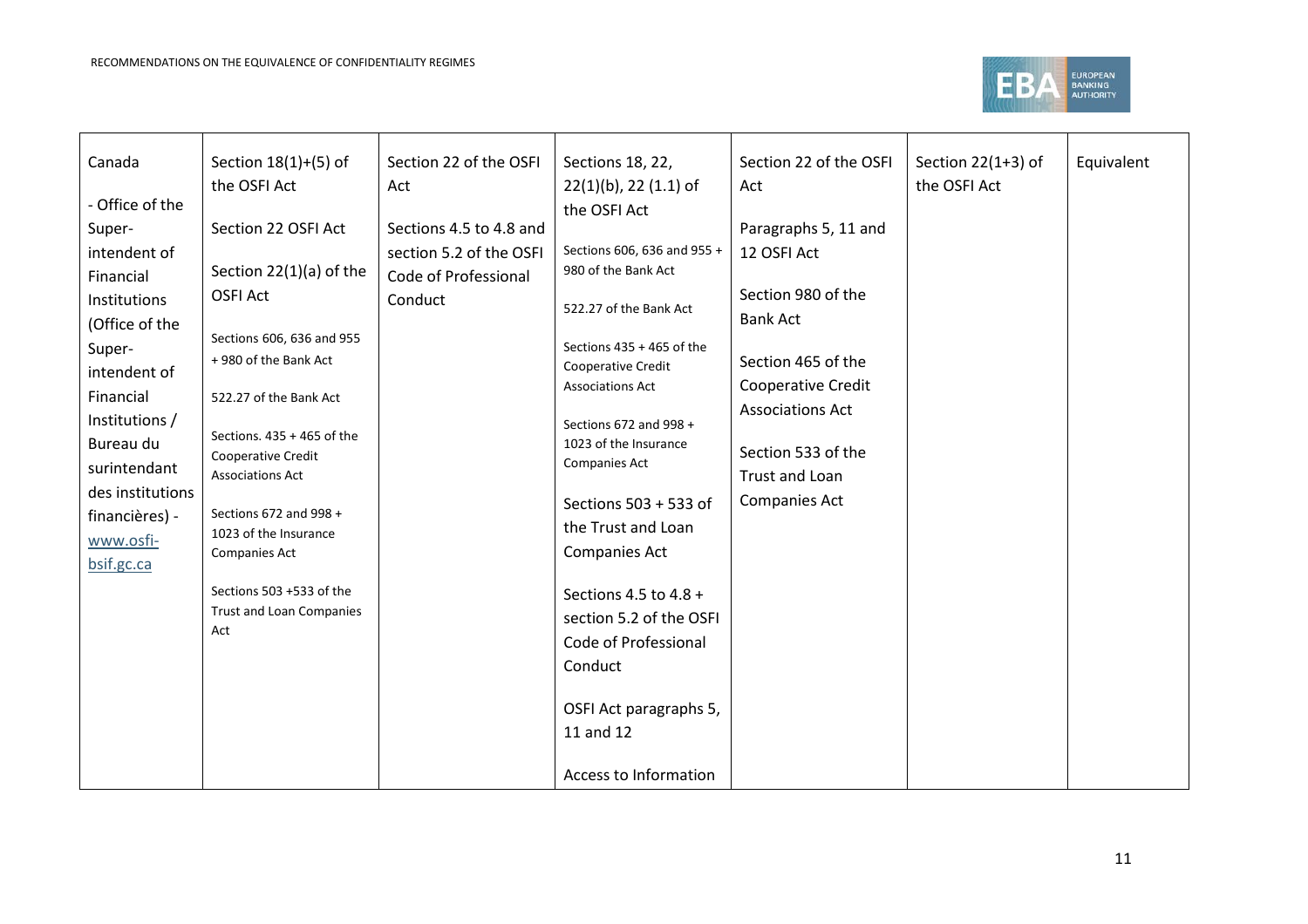| | | | | | | |
|---|---|---|---|---|---|---|
| Canada<br><br>- Office of the Super-intendent of Financial Institutions (Office of the Super-intendent of Financial Institutions / Bureau du surintendant des institutions financières) - www.osfi-bsif.gc.ca | Section 18(1)+(5) of the OSFI Act<br><br>Section 22 OSFI Act<br><br>Section 22(1)(a) of the OSFI Act<br><br>Sections 606, 636 and 955 + 980 of the Bank Act<br><br>522.27 of the Bank Act<br><br>Sections. 435 + 465 of the Cooperative Credit Associations Act<br><br>Sections 672 and 998 + 1023 of the Insurance Companies Act<br><br>Sections 503 +533 of the Trust and Loan Companies Act | Section 22 of the OSFI Act<br><br>Sections 4.5 to 4.8 and section 5.2 of the OSFI Code of Professional Conduct | Sections 18, 22, 22(1)(b), 22 (1.1) of the OSFI Act<br><br>Sections 606, 636 and 955 + 980 of the Bank Act<br><br>522.27 of the Bank Act<br><br>Sections 435 + 465 of the Cooperative Credit Associations Act<br><br>Sections 672 and 998 + 1023 of the Insurance Companies Act<br><br>Sections 503 + 533 of the Trust and Loan Companies Act<br><br>Sections 4.5 to 4.8 + section 5.2 of the OSFI Code of Professional Conduct<br><br>OSFI Act paragraphs 5, 11 and 12<br><br>Access to Information | Section 22 of the OSFI Act<br><br>Paragraphs 5, 11 and 12 OSFI Act<br><br>Section 980 of the Bank Act<br><br>Section 465 of the Cooperative Credit Associations Act<br><br>Section 533 of the Trust and Loan Companies Act | Section 22(1+3) of the OSFI Act | Equivalent |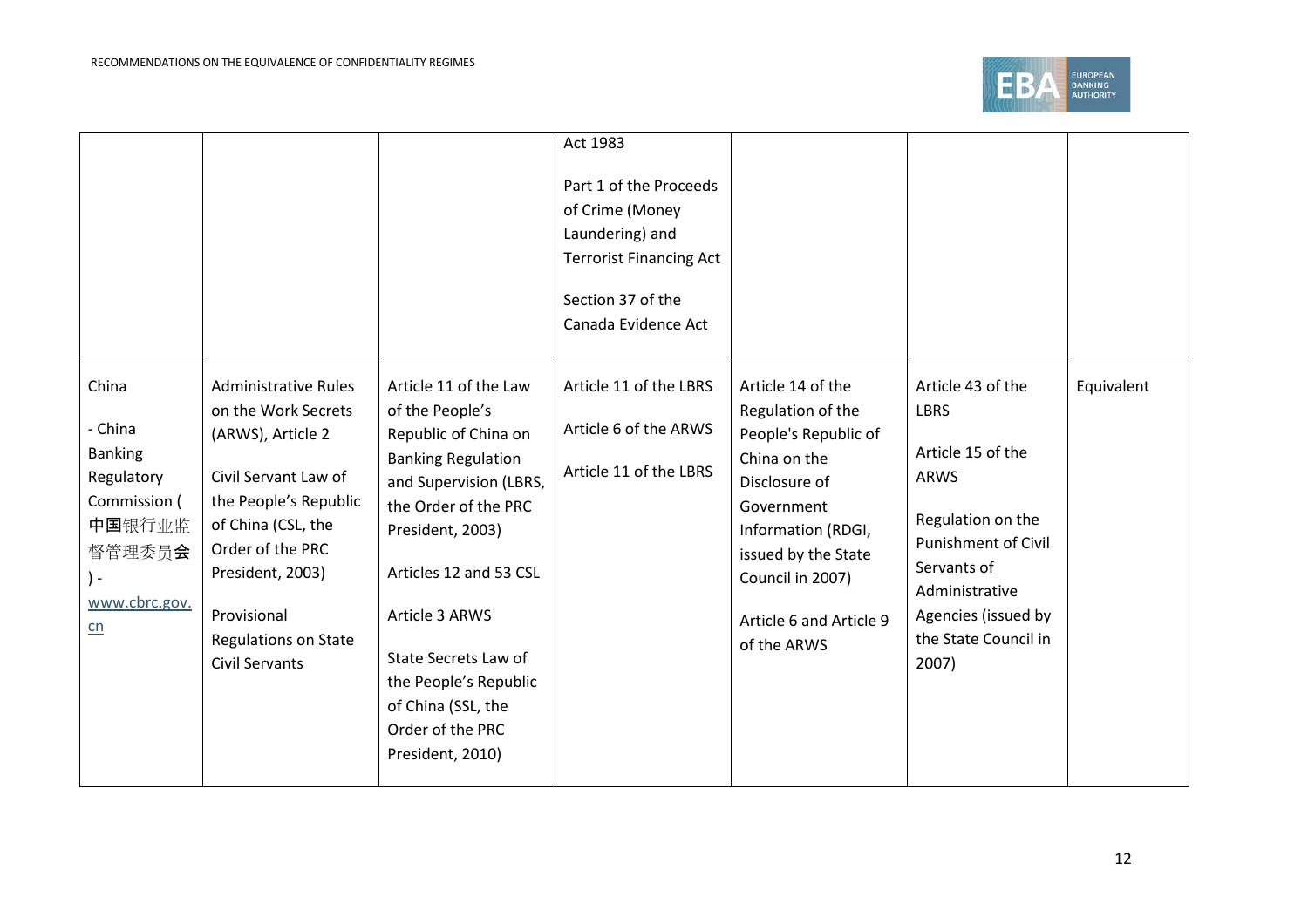|  |  |  | Act 1983<br><br>Part 1 of the Proceeds of Crime (Money Laundering) and Terrorist Financing Act<br><br>Section 37 of the Canada Evidence Act |  |  |  |
|---|---|---|---|---|---|---|
| China<br><br>- China Banking Regulatory Commission (中国银行业监督管理委员会) - www.cbrc.gov.cn | Administrative Rules on the Work Secrets (ARWS), Article 2<br><br>Civil Servant Law of the People's Republic of China (CSL, the Order of the PRC President, 2003)<br><br>Provisional Regulations on State Civil Servants | Article 11 of the Law of the People's Republic of China on Banking Regulation and Supervision (LBRS, the Order of the PRC President, 2003)<br><br>Articles 12 and 53 CSL<br><br>Article 3 ARWS<br><br>State Secrets Law of the People's Republic of China (SSL, the Order of the PRC President, 2010) | Article 11 of the LBRS<br><br>Article 6 of the ARWS<br><br>Article 11 of the LBRS | Article 14 of the Regulation of the People's Republic of China on the Disclosure of Government Information (RDGI, issued by the State Council in 2007)<br><br>Article 6 and Article 9 of the ARWS | Article 43 of the LBRS<br><br>Article 15 of the ARWS<br><br>Regulation on the Punishment of Civil Servants of Administrative Agencies (issued by the State Council in 2007) | Equivalent |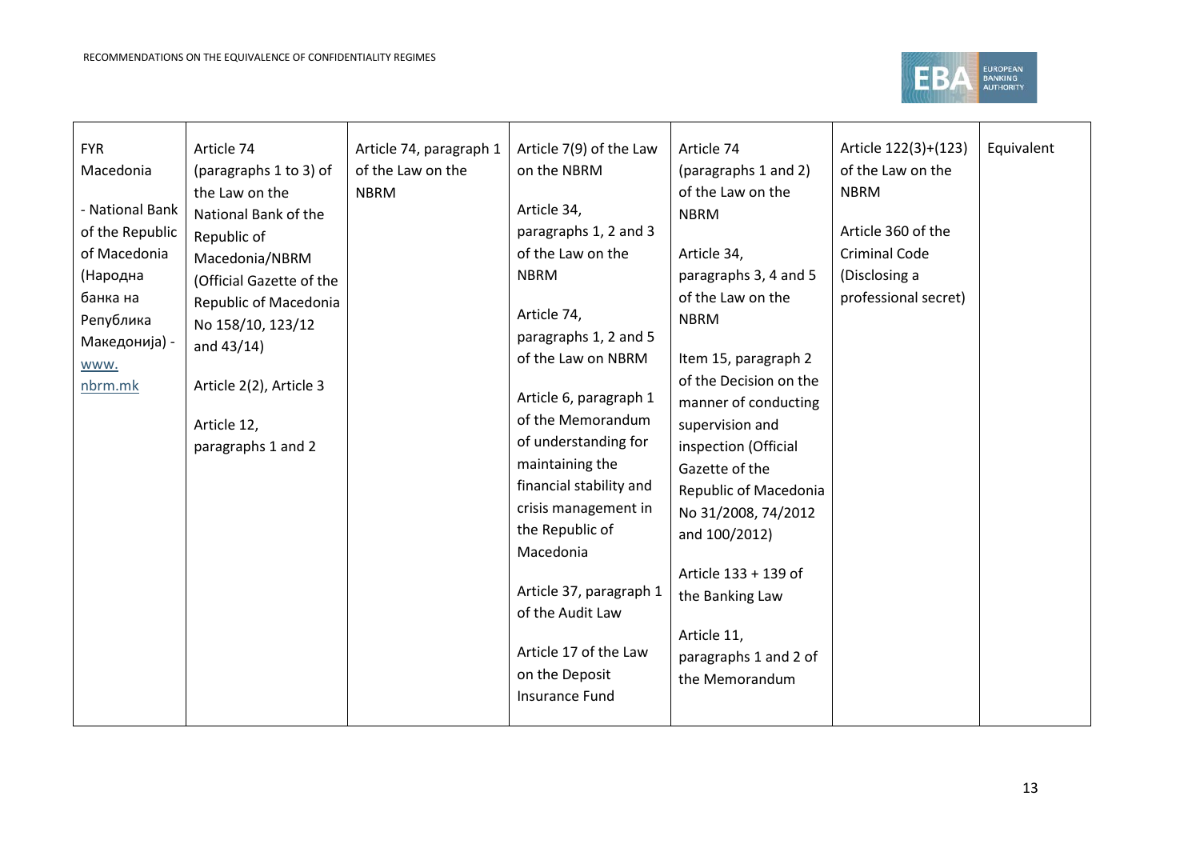| FYR Macedonia<br><br>- National Bank of the Republic of Macedonia (Народна банка на Република Македонија) - www. nbrm.mk | Article 74 (paragraphs 1 to 3) of the Law on the National Bank of the Republic of Macedonia/NBRM (Official Gazette of the Republic of Macedonia No 158/10, 123/12 and 43/14)<br><br>Article 2(2), Article 3<br><br>Article 12, paragraphs 1 and 2 | Article 74, paragraph 1 of the Law on the NBRM | Article 7(9) of the Law on the NBRM<br><br>Article 34, paragraphs 1, 2 and 3 of the Law on the NBRM<br><br>Article 74, paragraphs 1, 2 and 5 of the Law on NBRM<br><br>Article 6, paragraph 1 of the Memorandum of understanding for maintaining the financial stability and crisis management in the Republic of Macedonia<br><br>Article 37, paragraph 1 of the Audit Law<br><br>Article 17 of the Law on the Deposit Insurance Fund | Article 74 (paragraphs 1 and 2) of the Law on the NBRM<br><br>Article 34, paragraphs 3, 4 and 5 of the Law on the NBRM<br><br>Item 15, paragraph 2 of the Decision on the manner of conducting supervision and inspection (Official Gazette of the Republic of Macedonia No 31/2008, 74/2012 and 100/2012)<br><br>Article 133 + 139 of the Banking Law<br><br>Article 11, paragraphs 1 and 2 of the Memorandum | Article 122(3)+(123) of the Law on the NBRM<br><br>Article 360 of the Criminal Code (Disclosing a professional secret) | Equivalent |
|---|---|---|---|---|---|---|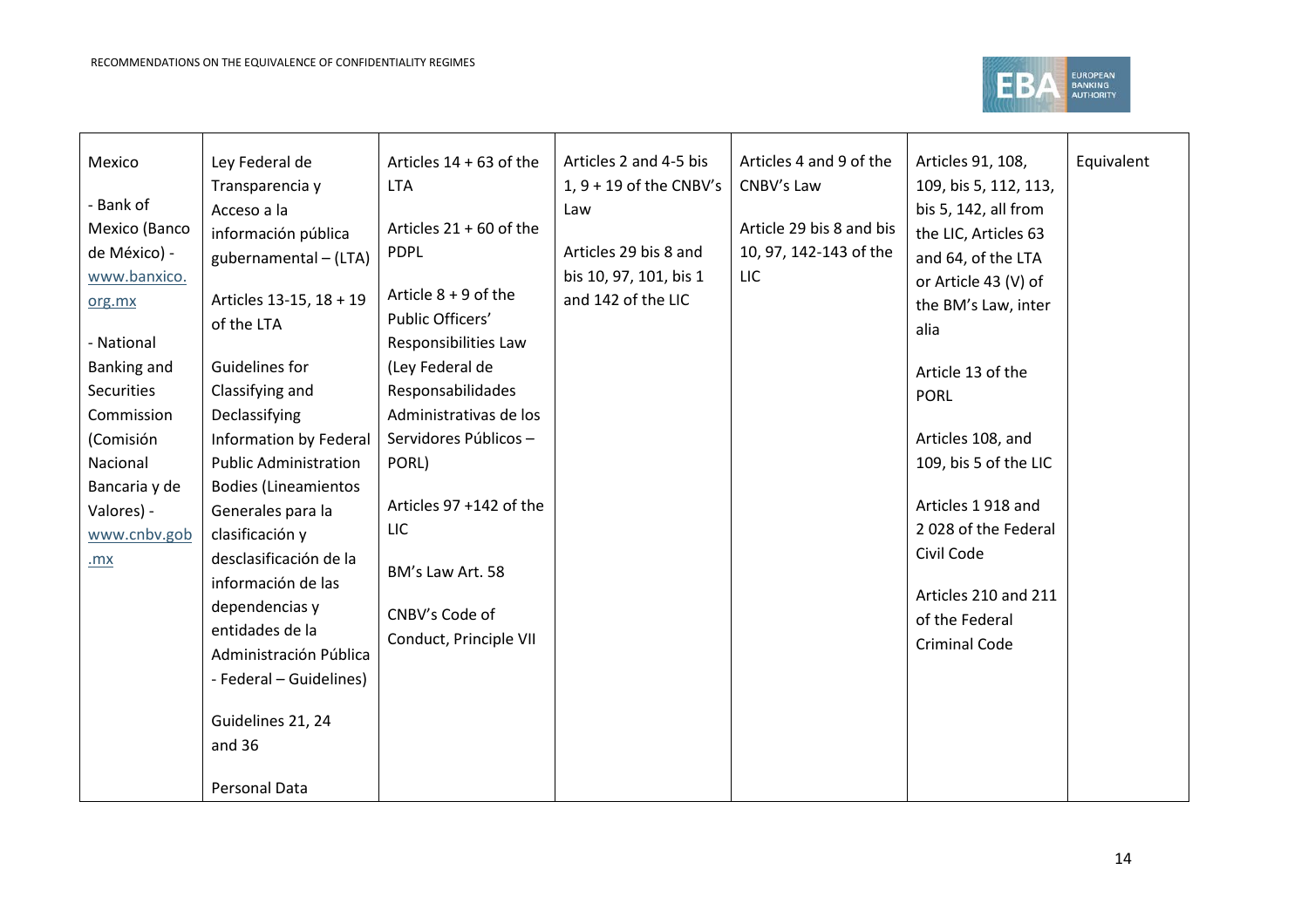| Mexico<br><br>- Bank of Mexico (Banco de México) - www.banxico.org.mx<br><br>- National Banking and Securities Commission (Comisión Nacional Bancaria y de Valores) - www.cnbv.gob.mx | Ley Federal de Transparencia y Acceso a la información pública gubernamental – (LTA)<br><br>Articles 13-15, 18 + 19 of the LTA<br><br>Guidelines for Classifying and Declassifying Information by Federal Public Administration Bodies (Lineamientos Generales para la clasificación y desclasificación de la información de las dependencias y entidades de la Administración Pública - Federal – Guidelines)<br><br>Guidelines 21, 24 and 36<br><br>Personal Data | Articles 14 + 63 of the LTA<br><br>Articles 21 + 60 of the PDPL<br><br>Article 8 + 9 of the Public Officers' Responsibilities Law (Ley Federal de Responsabilidades Administrativas de los Servidores Públicos – PORL)<br><br>Articles 97 +142 of the LIC<br><br>BM's Law Art. 58<br><br>CNBV's Code of Conduct, Principle VII | Articles 2 and 4-5 bis 1, 9 + 19 of the CNBV's Law<br><br>Articles 29 bis 8 and bis 10, 97, 101, bis 1 and 142 of the LIC | Articles 4 and 9 of the CNBV's Law<br><br>Article 29 bis 8 and bis 10, 97, 142-143 of the LIC | Articles 91, 108, 109, bis 5, 112, 113, bis 5, 142, all from the LIC, Articles 63 and 64, of the LTA or Article 43 (V) of the BM's Law, inter alia<br><br>Article 13 of the PORL<br><br>Articles 108, and 109, bis 5 of the LIC<br><br>Articles 1 918 and 2 028 of the Federal Civil Code<br><br>Articles 210 and 211 of the Federal Criminal Code | Equivalent |
|---|---|---|---|---|---|---|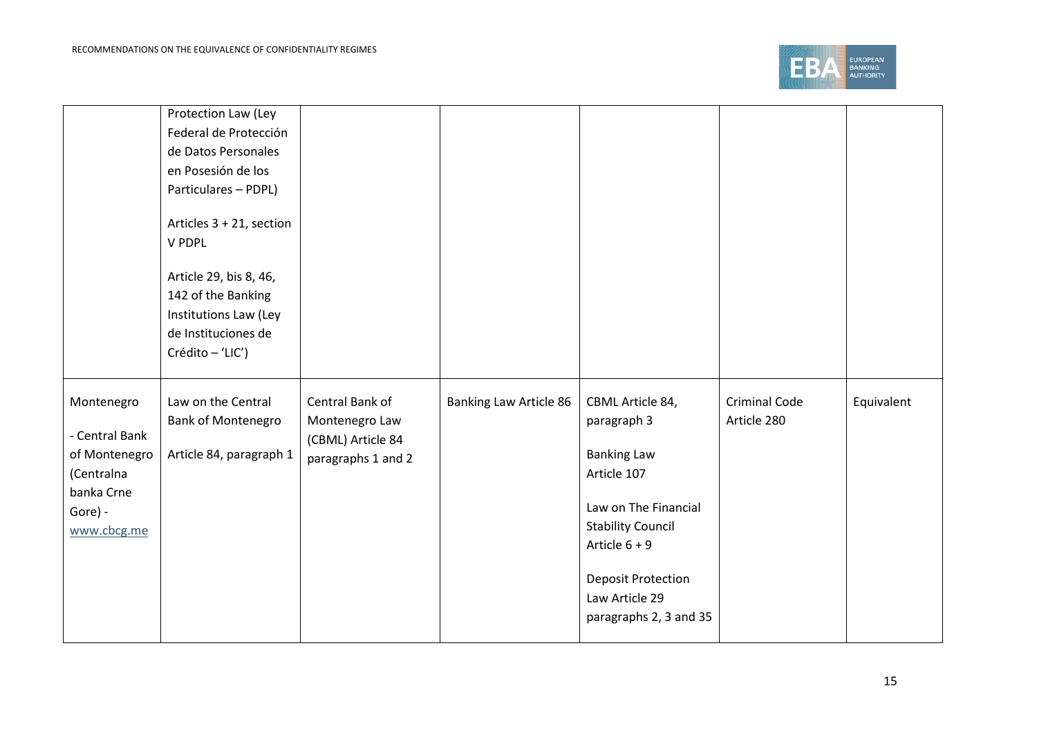| | | | | | | |
|---|---|---|---|---|---|---|
| | Protection Law (Ley Federal de Protección de Datos Personales en Posesión de los Particulares – PDPL)<br><br>Articles 3 + 21, section V PDPL<br><br>Article 29, bis 8, 46, 142 of the Banking Institutions Law (Ley de Instituciones de Crédito – 'LIC') | | | | | |
| Montenegro<br><br>- Central Bank of Montenegro (Centralna banka Crne Gore) - www.cbcg.me | Law on the Central Bank of Montenegro<br><br>Article 84, paragraph 1 | Central Bank of Montenegro Law (CBML) Article 84 paragraphs 1 and 2 | Banking Law Article 86 | CBML Article 84, paragraph 3<br><br>Banking Law Article 107<br><br>Law on The Financial Stability Council Article 6 + 9<br><br>Deposit Protection Law Article 29 paragraphs 2, 3 and 35 | Criminal Code Article 280 | Equivalent |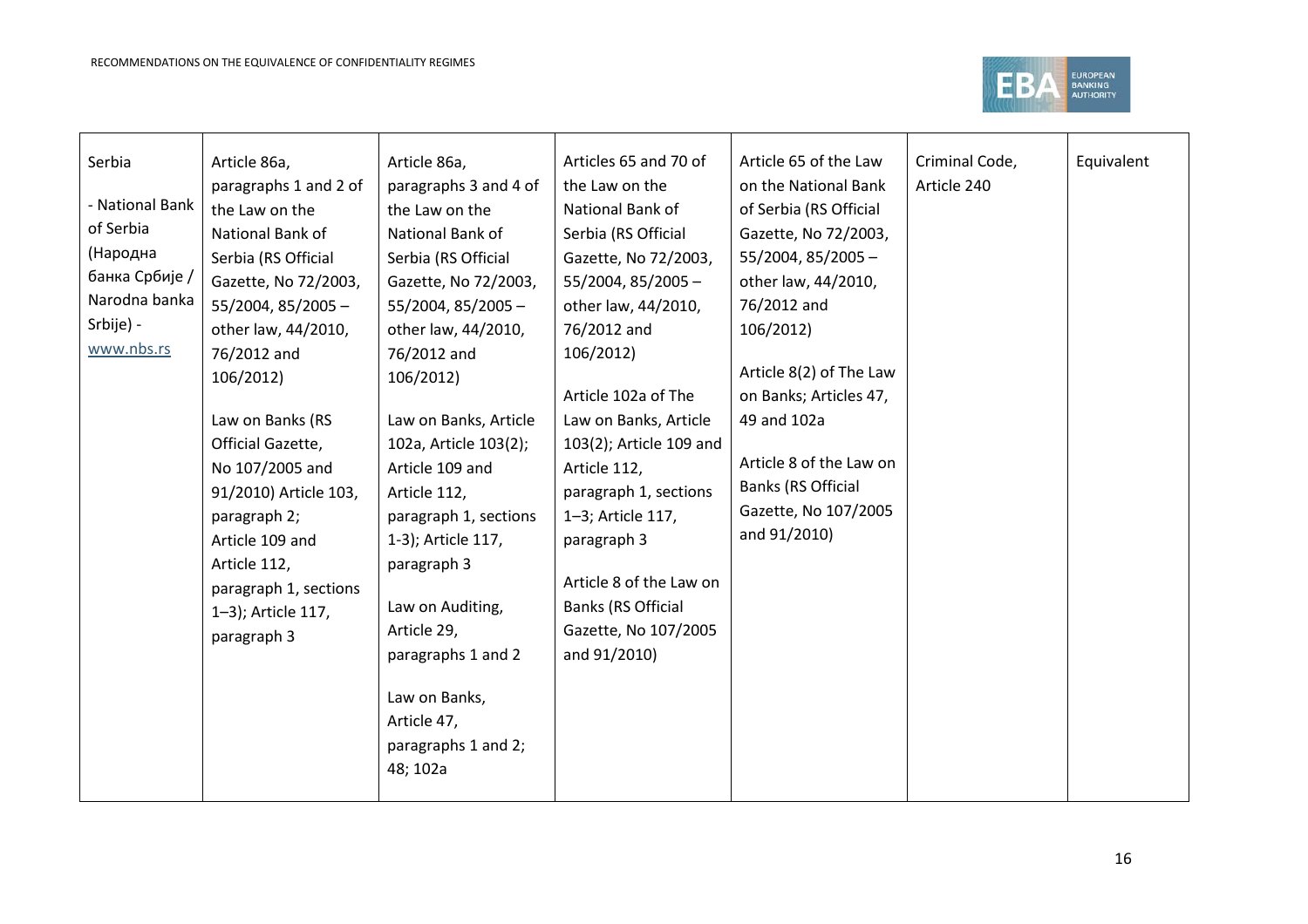| Serbia<br><br>- National Bank of Serbia (Народна банка Србије / Narodna banka Srbije) - www.nbs.rs | Article 86a, paragraphs 1 and 2 of the Law on the National Bank of Serbia (RS Official Gazette, No 72/2003, 55/2004, 85/2005 – other law, 44/2010, 76/2012 and 106/2012)<br><br>Law on Banks (RS Official Gazette, No 107/2005 and 91/2010) Article 103, paragraph 2; Article 109 and Article 112, paragraph 1, sections 1–3); Article 117, paragraph 3 | Article 86a, paragraphs 3 and 4 of the Law on the National Bank of Serbia (RS Official Gazette, No 72/2003, 55/2004, 85/2005 – other law, 44/2010, 76/2012 and 106/2012)<br><br>Law on Banks, Article 102a, Article 103(2); Article 109 and Article 112, paragraph 1, sections 1-3); Article 117, paragraph 3<br><br>Law on Auditing, Article 29, paragraphs 1 and 2<br><br>Law on Banks, Article 47, paragraphs 1 and 2; 48; 102a | Articles 65 and 70 of the Law on the National Bank of Serbia (RS Official Gazette, No 72/2003, 55/2004, 85/2005 – other law, 44/2010, 76/2012 and 106/2012)<br><br>Article 102a of The Law on Banks, Article 103(2); Article 109 and Article 112, paragraph 1, sections 1–3; Article 117, paragraph 3<br><br>Article 8 of the Law on Banks (RS Official Gazette, No 107/2005 and 91/2010) | Article 65 of the Law on the National Bank of Serbia (RS Official Gazette, No 72/2003, 55/2004, 85/2005 – other law, 44/2010, 76/2012 and 106/2012)<br><br>Article 8(2) of The Law on Banks; Articles 47, 49 and 102a<br><br>Article 8 of the Law on Banks (RS Official Gazette, No 107/2005 and 91/2010) | Criminal Code, Article 240 | Equivalent |
|---|---|---|---|---|---|---|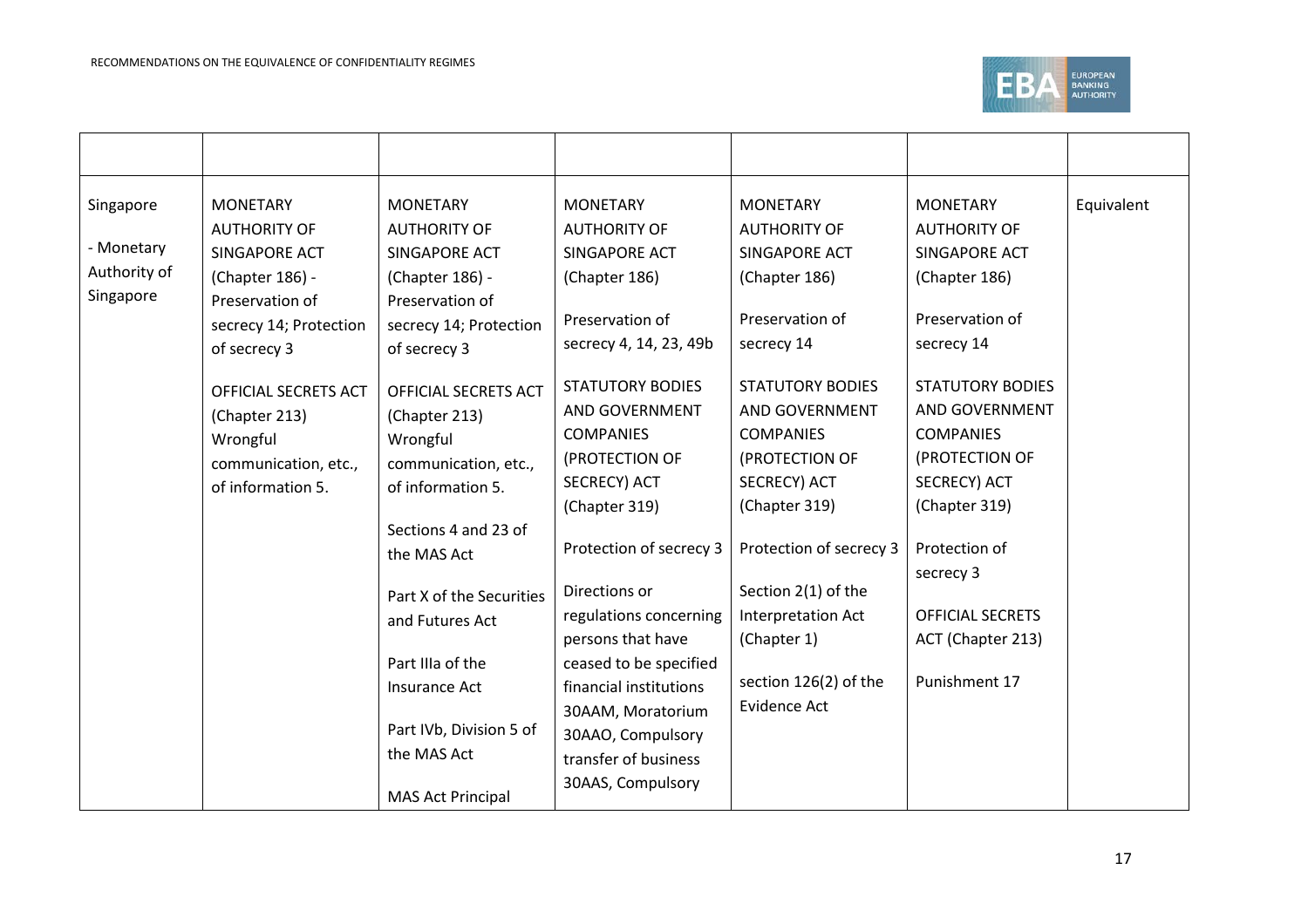| | | | | | | |
|---|---|---|---|---|---|---|
| Singapore<br><br>- Monetary Authority of Singapore | MONETARY AUTHORITY OF SINGAPORE ACT (Chapter 186) - Preservation of secrecy 14; Protection of secrecy 3<br><br>OFFICIAL SECRETS ACT (Chapter 213) Wrongful communication, etc., of information 5. | MONETARY AUTHORITY OF SINGAPORE ACT (Chapter 186) - Preservation of secrecy 14; Protection of secrecy 3<br><br>OFFICIAL SECRETS ACT (Chapter 213) Wrongful communication, etc., of information 5.<br><br>Sections 4 and 23 of the MAS Act<br><br>Part X of the Securities and Futures Act<br><br>Part IIIa of the Insurance Act<br><br>Part IVb, Division 5 of the MAS Act<br><br>MAS Act Principal | MONETARY AUTHORITY OF SINGAPORE ACT (Chapter 186)<br><br>Preservation of secrecy 4, 14, 23, 49b<br><br>STATUTORY BODIES AND GOVERNMENT COMPANIES (PROTECTION OF SECRECY) ACT (Chapter 319)<br><br>Protection of secrecy 3<br><br>Directions or regulations concerning persons that have ceased to be specified financial institutions 30AAM, Moratorium 30AAO, Compulsory transfer of business 30AAS, Compulsory | MONETARY AUTHORITY OF SINGAPORE ACT (Chapter 186)<br><br>Preservation of secrecy 14<br><br>STATUTORY BODIES AND GOVERNMENT COMPANIES (PROTECTION OF SECRECY) ACT (Chapter 319)<br><br>Protection of secrecy 3<br><br>Section 2(1) of the Interpretation Act (Chapter 1)<br><br>section 126(2) of the Evidence Act | MONETARY AUTHORITY OF SINGAPORE ACT (Chapter 186)<br><br>Preservation of secrecy 14<br><br>STATUTORY BODIES AND GOVERNMENT COMPANIES (PROTECTION OF SECRECY) ACT (Chapter 319)<br><br>Protection of secrecy 3<br><br>OFFICIAL SECRETS ACT (Chapter 213)<br><br>Punishment 17 | Equivalent |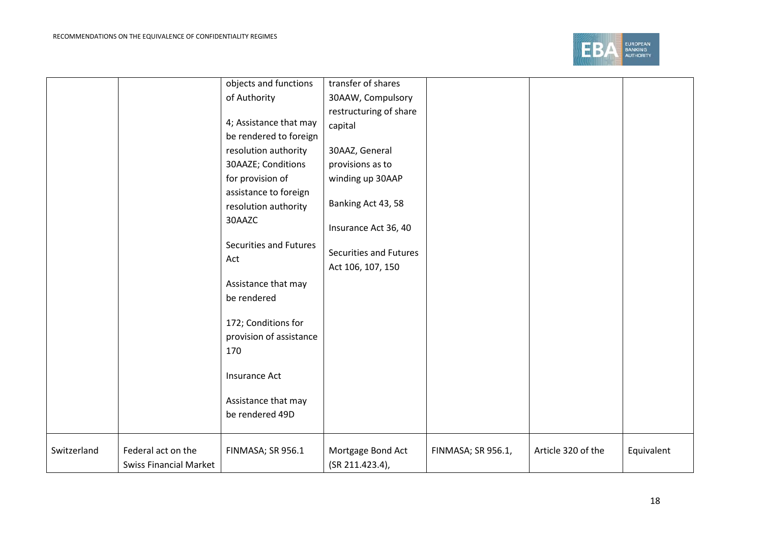| | | | | | | |
|---|---|---|---|---|---|---|
| | | objects and functions of Authority<br><br>4; Assistance that may be rendered to foreign resolution authority 30AAZE; Conditions for provision of assistance to foreign resolution authority 30AAZC<br><br>Securities and Futures Act<br><br>Assistance that may be rendered<br><br>172; Conditions for provision of assistance 170<br><br>Insurance Act<br><br>Assistance that may be rendered 49D | transfer of shares 30AAW, Compulsory restructuring of share capital<br><br>30AAZ, General provisions as to winding up 30AAP<br><br>Banking Act 43, 58<br><br>Insurance Act 36, 40<br><br>Securities and Futures Act 106, 107, 150 | | | |
| Switzerland | Federal act on the Swiss Financial Market | FINMASA; SR 956.1 | Mortgage Bond Act (SR 211.423.4), | FINMASA; SR 956.1, | Article 320 of the | Equivalent |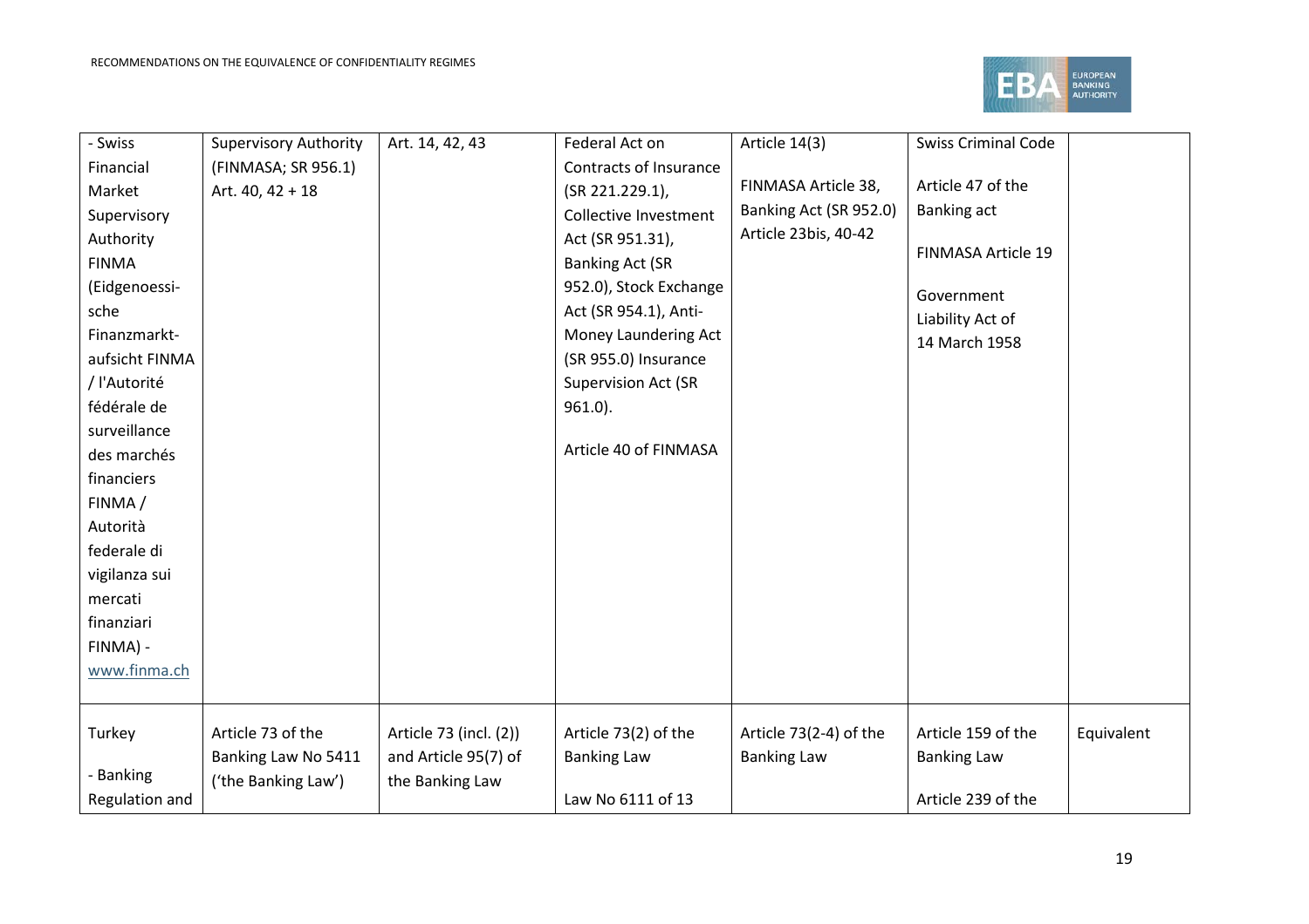| | | | | | | |
|---|---|---|---|---|---|---|
| - Swiss Financial Market Supervisory Authority FINMA (Eidgenoessi-sche Finanzmarkt-aufsicht FINMA / l'Autorité fédérale de surveillance des marchés financiers FINMA / Autorità federale di vigilanza sui mercati finanziari FINMA) - www.finma.ch | Supervisory Authority (FINMASA; SR 956.1) Art. 40, 42 + 18 | Art. 14, 42, 43 | Federal Act on Contracts of Insurance (SR 221.229.1), Collective Investment Act (SR 951.31), Banking Act (SR 952.0), Stock Exchange Act (SR 954.1), Anti-Money Laundering Act (SR 955.0) Insurance Supervision Act (SR 961.0).<br><br>Article 40 of FINMASA | Article 14(3)<br><br>FINMASA Article 38, Banking Act (SR 952.0) Article 23bis, 40-42 | Swiss Criminal Code<br><br>Article 47 of the Banking act<br><br>FINMASA Article 19<br><br>Government Liability Act of 14 March 1958 | |
| Turkey<br><br>- Banking Regulation and | Article 73 of the Banking Law No 5411 ('the Banking Law') | Article 73 (incl. (2)) and Article 95(7) of the Banking Law | Article 73(2) of the Banking Law<br><br>Law No 6111 of 13 | Article 73(2-4) of the Banking Law | Article 159 of the Banking Law<br><br>Article 239 of the | Equivalent |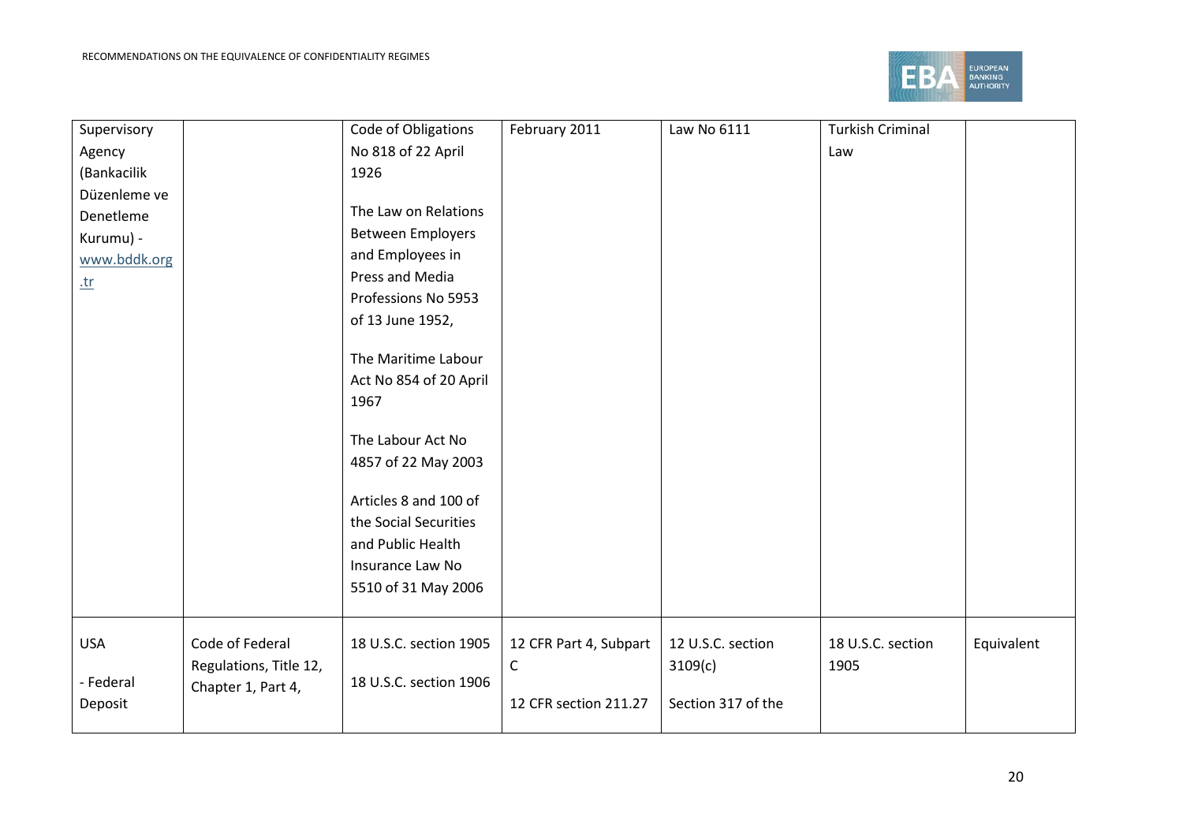| | | | | | | |
|---|---|---|---|---|---|---|
| Supervisory Agency (Bankacilik Düzenleme ve Denetleme Kurumu) - www.bddk.org.tr | | Code of Obligations No 818 of 22 April 1926<br><br>The Law on Relations Between Employers and Employees in Press and Media Professions No 5953 of 13 June 1952,<br><br>The Maritime Labour Act No 854 of 20 April 1967<br><br>The Labour Act No 4857 of 22 May 2003<br><br>Articles 8 and 100 of the Social Securities and Public Health Insurance Law No 5510 of 31 May 2006 | February 2011 | Law No 6111 | Turkish Criminal Law | |
| USA<br><br>- Federal Deposit | Code of Federal Regulations, Title 12, Chapter 1, Part 4, | 18 U.S.C. section 1905<br><br>18 U.S.C. section 1906 | 12 CFR Part 4, Subpart C<br><br>12 CFR section 211.27 | 12 U.S.C. section 3109(c)<br><br>Section 317 of the | 18 U.S.C. section 1905 | Equivalent |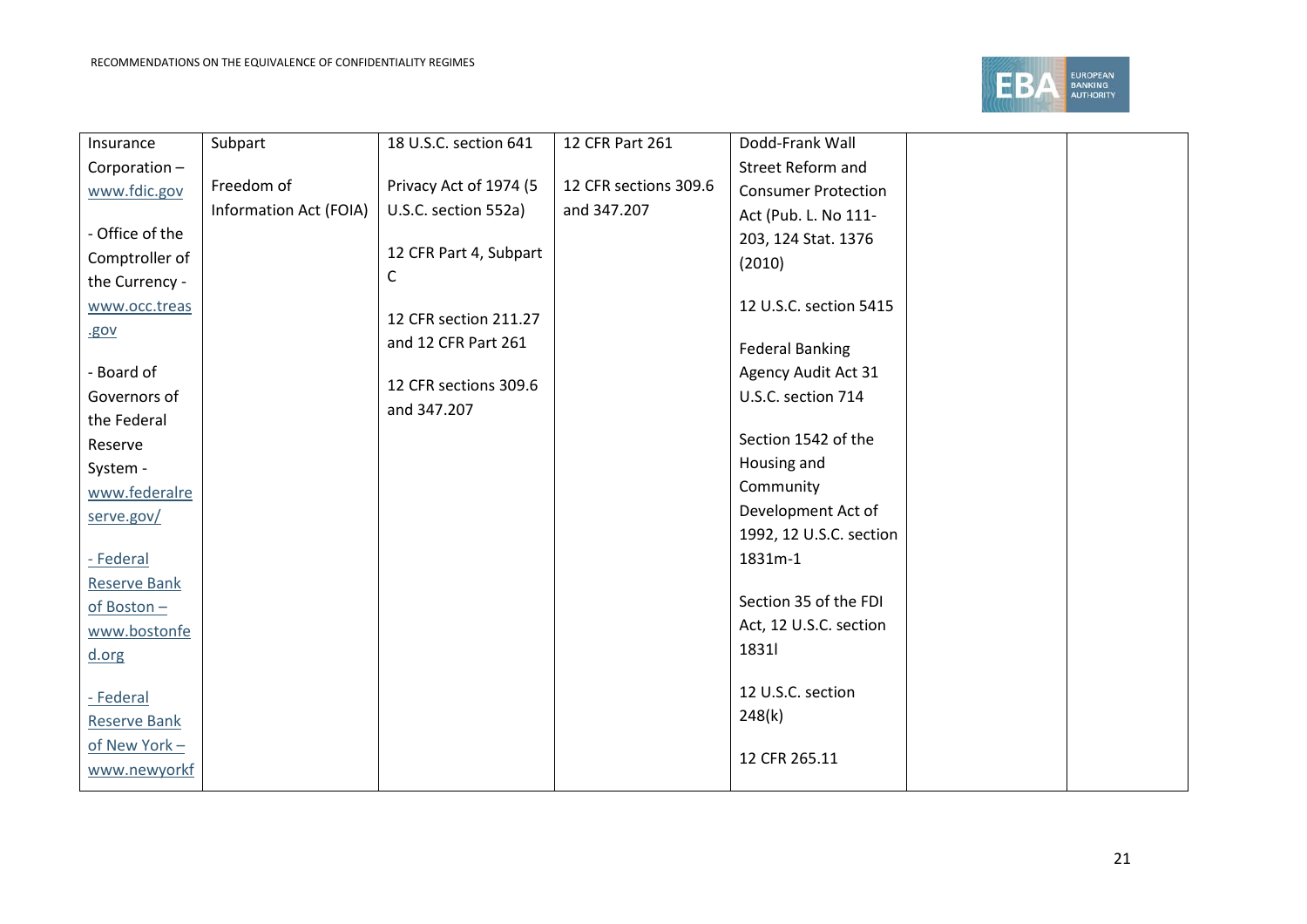| Insurance Corporation – www.fdic.gov<br><br>- Office of the Comptroller of the Currency - www.occ.treas.gov<br><br>- Board of Governors of the Federal Reserve System - www.federalreserve.gov/<br><br>- Federal Reserve Bank of Boston – www.bostonfed.org<br><br>- Federal Reserve Bank of New York – www.newyorkf | Subpart<br><br>Freedom of Information Act (FOIA) | 18 U.S.C. section 641<br><br>Privacy Act of 1974 (5 U.S.C. section 552a)<br><br>12 CFR Part 4, Subpart C<br><br>12 CFR section 211.27 and 12 CFR Part 261<br><br>12 CFR sections 309.6 and 347.207 | 12 CFR Part 261<br><br>12 CFR sections 309.6 and 347.207 | Dodd-Frank Wall Street Reform and Consumer Protection Act (Pub. L. No 111-203, 124 Stat. 1376 (2010)<br><br>12 U.S.C. section 5415<br><br>Federal Banking Agency Audit Act 31 U.S.C. section 714<br><br>Section 1542 of the Housing and Community Development Act of 1992, 12 U.S.C. section 1831m-1<br><br>Section 35 of the FDI Act, 12 U.S.C. section 1831l<br><br>12 U.S.C. section 248(k)<br><br>12 CFR 265.11 | | |
|---|---|---|---|---|---|---|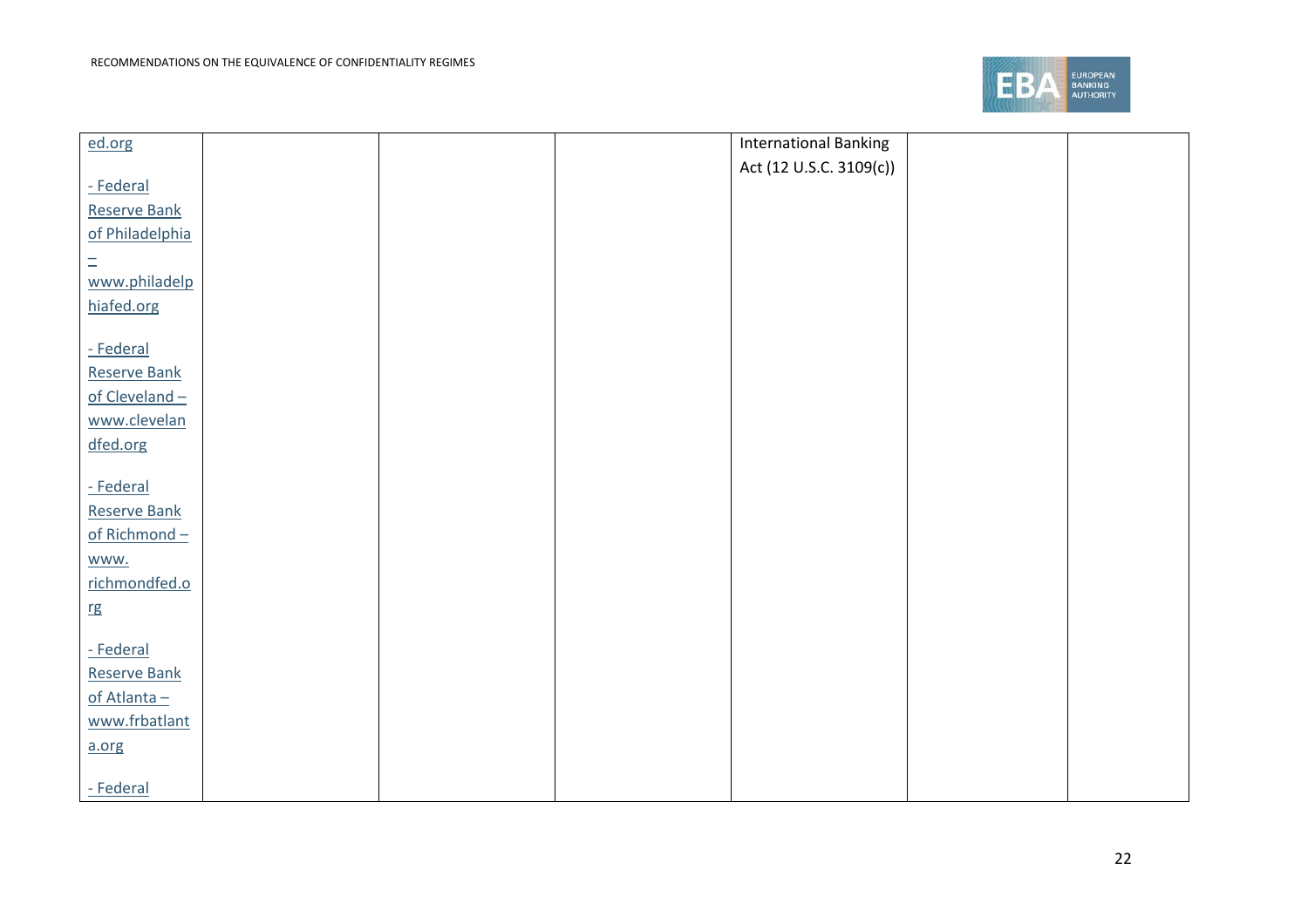| | | | | | | |
|---|---|---|---|---|---|---|
| ed.org<br><br>- Federal Reserve Bank of Philadelphia – www.philadelphiafed.org<br><br>- Federal Reserve Bank of Cleveland – www.clevelandfed.org<br><br>- Federal Reserve Bank of Richmond – www. richmondfed.org<br><br>- Federal Reserve Bank of Atlanta – www.frbatlanta.org<br><br>- Federal | | | | International Banking Act (12 U.S.C. 3109(c)) | | |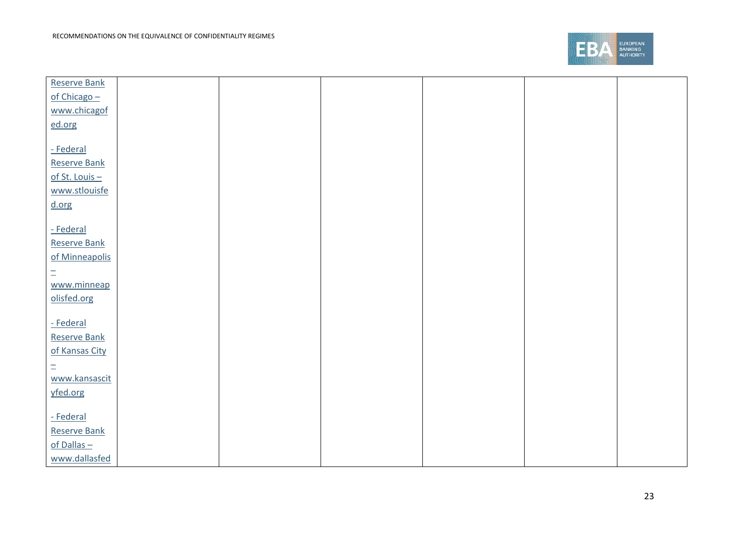| | | | | | | |
|---|---|---|---|---|---|---|
| Reserve Bank of Chicago – www.chicagofed.org<br><br>- Federal Reserve Bank of St. Louis – www.stlouisfed.org<br><br>- Federal Reserve Bank of Minneapolis – www.minneapolisfed.org<br><br>- Federal Reserve Bank of Kansas City – www.kansascityfed.org<br><br>- Federal Reserve Bank of Dallas – www.dallasfed | | | | | | |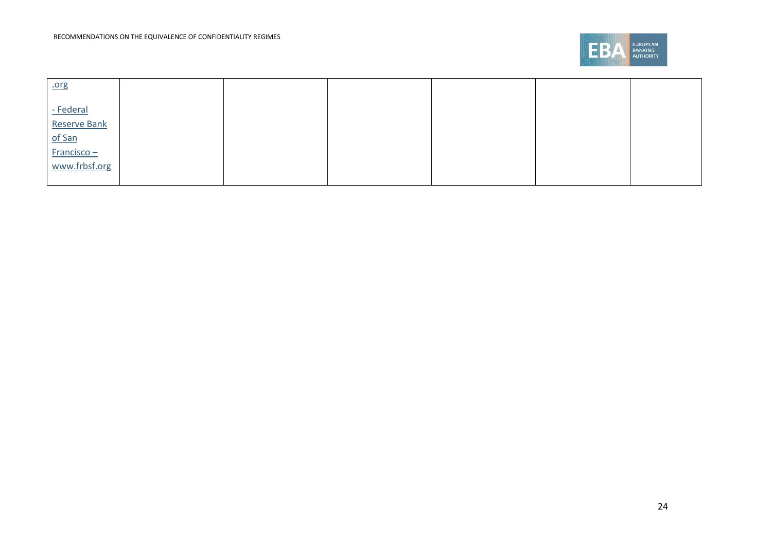| | | | | | | |
|---|---|---|---|---|---|---|
| .org<br><br>- Federal Reserve Bank of San Francisco – www.frbsf.org | | | | | | |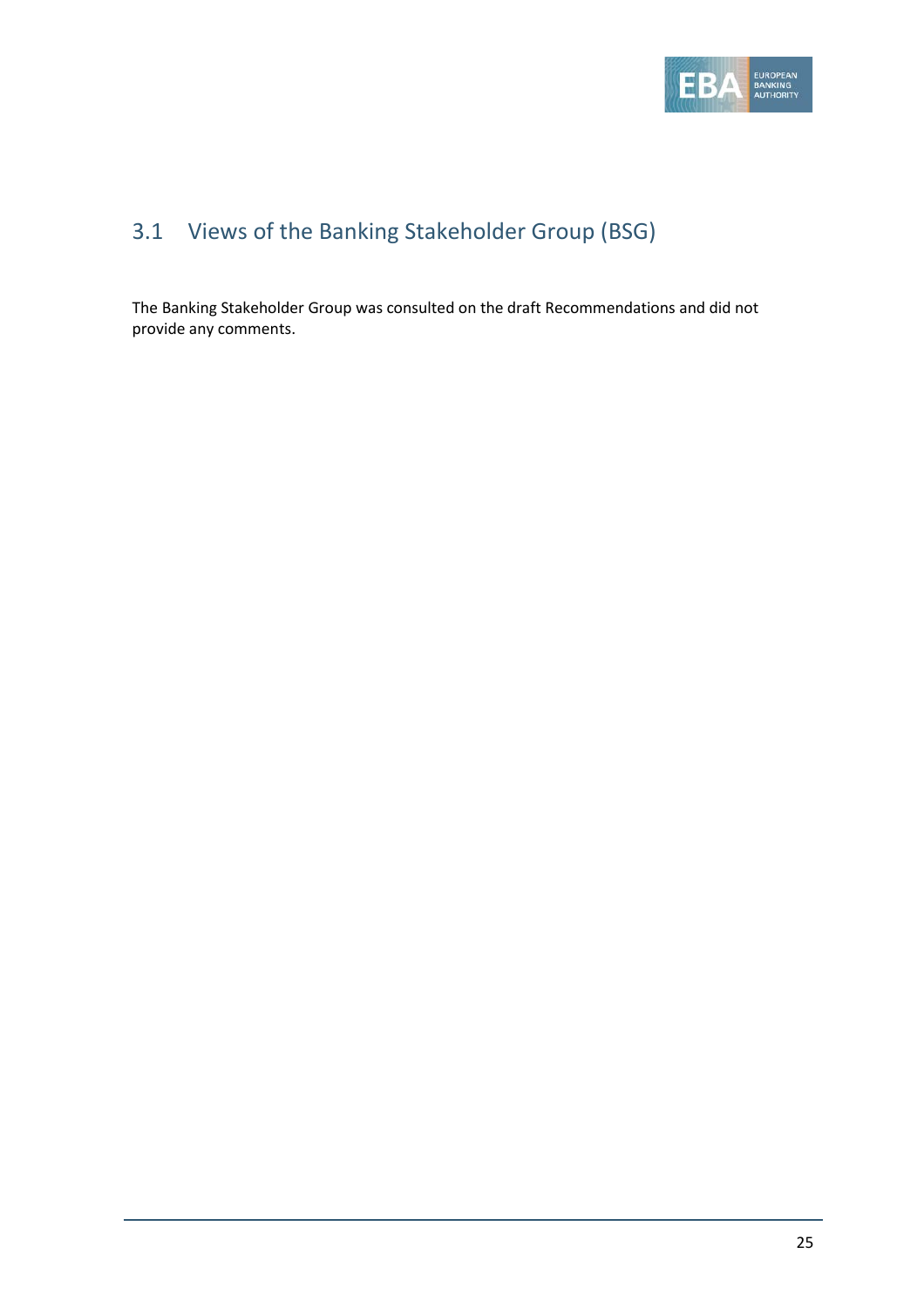## 3.1 Views of the Banking Stakeholder Group (BSG)

The Banking Stakeholder Group was consulted on the draft Recommendations and did not provide any comments.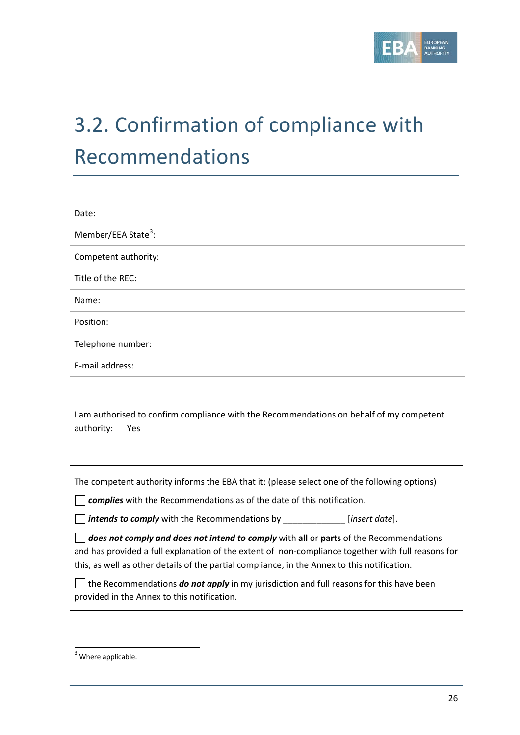# 3.2. Confirmation of compliance with Recommendations

Date:

Member/EEA State[3]:

Competent authority:

Title of the REC:

Name:

Position:

Telephone number:

E-mail address:

I am authorised to confirm compliance with the Recommendations on behalf of my competent authority: ☐ Yes

The competent authority informs the EBA that it: (please select one of the following options)

☐ ***complies*** with the Recommendations as of the date of this notification.

☐ ***intends to comply*** with the Recommendations by _____________ [*insert date*].

☐ ***does not comply and does not intend to comply*** with **all** or **parts** of the Recommendations and has provided a full explanation of the extent of non-compliance together with full reasons for this, as well as other details of the partial compliance, in the Annex to this notification.

☐ the Recommendations ***do not apply*** in my jurisdiction and full reasons for this have been provided in the Annex to this notification.

[3] Where applicable.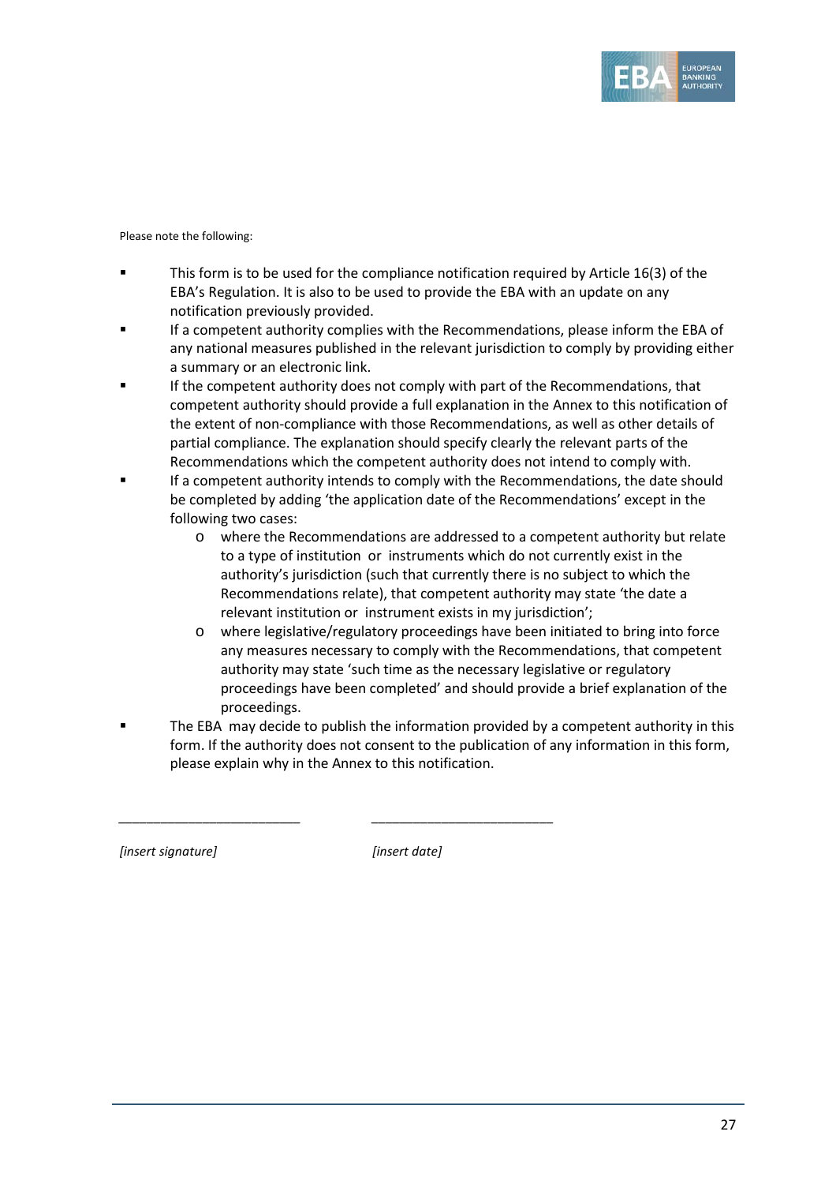Please note the following:

- This form is to be used for the compliance notification required by Article 16(3) of the EBA's Regulation. It is also to be used to provide the EBA with an update on any notification previously provided.
- If a competent authority complies with the Recommendations, please inform the EBA of any national measures published in the relevant jurisdiction to comply by providing either a summary or an electronic link.
- If the competent authority does not comply with part of the Recommendations, that competent authority should provide a full explanation in the Annex to this notification of the extent of non-compliance with those Recommendations, as well as other details of partial compliance. The explanation should specify clearly the relevant parts of the Recommendations which the competent authority does not intend to comply with.
- If a competent authority intends to comply with the Recommendations, the date should be completed by adding 'the application date of the Recommendations' except in the following two cases:
  - where the Recommendations are addressed to a competent authority but relate to a type of institution or instruments which do not currently exist in the authority's jurisdiction (such that currently there is no subject to which the Recommendations relate), that competent authority may state 'the date a relevant institution or instrument exists in my jurisdiction';
  - where legislative/regulatory proceedings have been initiated to bring into force any measures necessary to comply with the Recommendations, that competent authority may state 'such time as the necessary legislative or regulatory proceedings have been completed' and should provide a brief explanation of the proceedings.
- The EBA may decide to publish the information provided by a competent authority in this form. If the authority does not consent to the publication of any information in this form, please explain why in the Annex to this notification.

_________________________ _________________________

*[insert signature]* *[insert date]*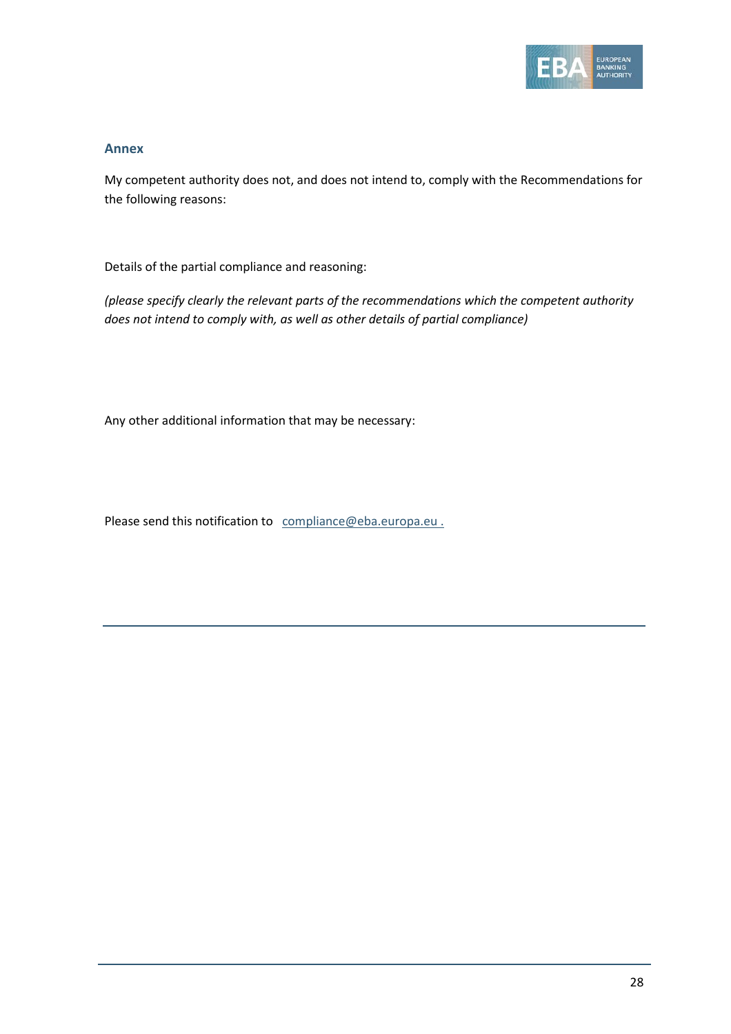## Annex

My competent authority does not, and does not intend to, comply with the Recommendations for the following reasons:

Details of the partial compliance and reasoning:

*(please specify clearly the relevant parts of the recommendations which the competent authority does not intend to comply with, as well as other details of partial compliance)*

Any other additional information that may be necessary:

Please send this notification to compliance@eba.europa.eu .